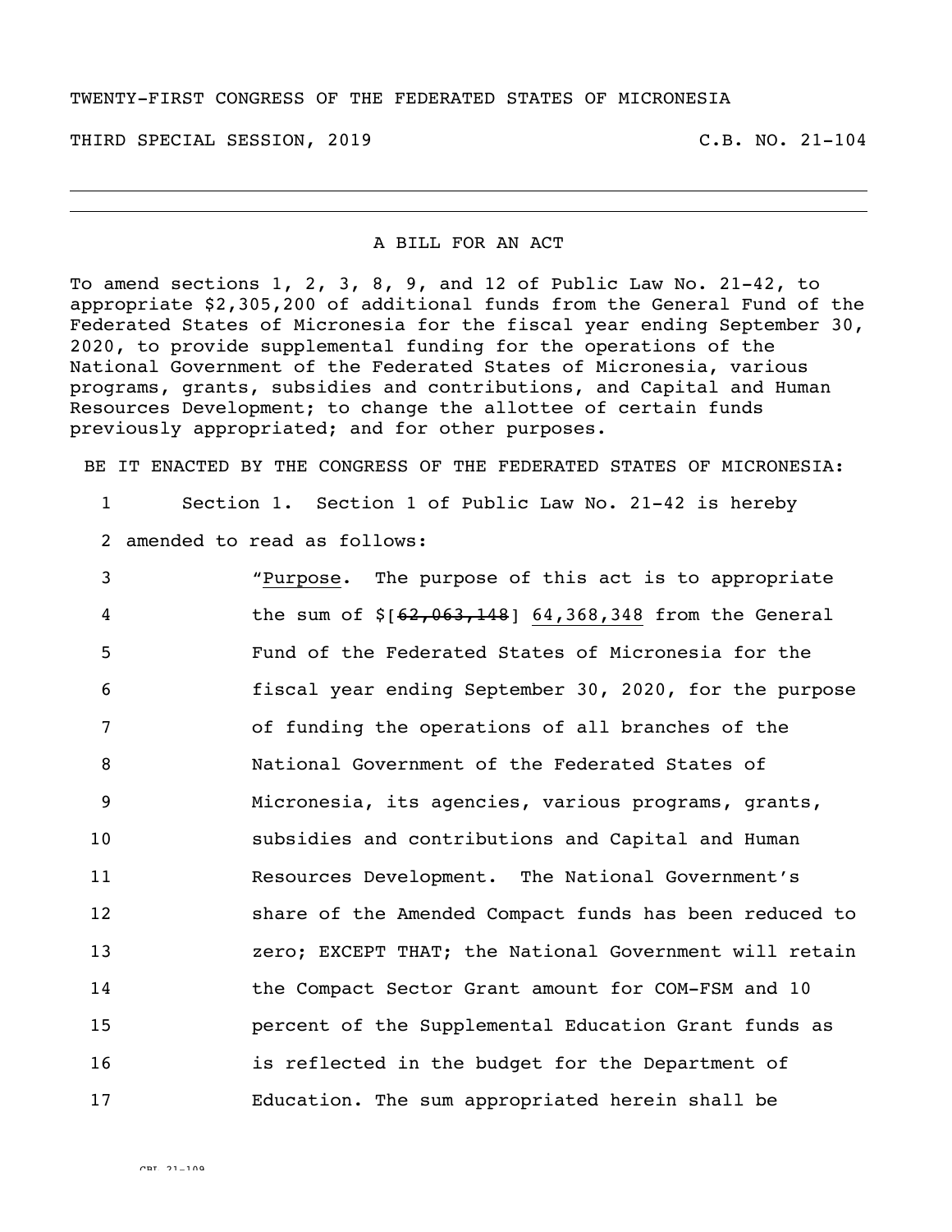TWENTY-FIRST CONGRESS OF THE FEDERATED STATES OF MICRONESIA

THIRD SPECIAL SESSION, 2019 C.B. NO. 21-104

---

A BILL FOR AN ACT

To amend sections 1, 2, 3, 8, 9, and 12 of Public Law No. 21-42, to appropriate $2,305,200 of additional funds from the General Fund of the Federated States of Micronesia for the fiscal year ending September 30, 2020, to provide supplemental funding for the operations of the National Government of the Federated States of Micronesia, various programs, grants, subsidies and contributions, and Capital and Human Resources Development; to change the allottee of certain funds previously appropriated; and for other purposes.

BE IT ENACTED BY THE CONGRESS OF THE FEDERATED STATES OF MICRONESIA:

1 Section 1. Section 1 of Public Law No. 21-42 is hereby
2 amended to read as follows:

3 "Purpose. The purpose of this act is to appropriate
4 the sum of $[~~62,063,148~~] 64,368,348 from the General
5 Fund of the Federated States of Micronesia for the
6 fiscal year ending September 30, 2020, for the purpose
7 of funding the operations of all branches of the
8 National Government of the Federated States of
9 Micronesia, its agencies, various programs, grants,
10 subsidies and contributions and Capital and Human
11 Resources Development. The National Government's
12 share of the Amended Compact funds has been reduced to
13 zero; EXCEPT THAT; the National Government will retain
14 the Compact Sector Grant amount for COM-FSM and 10
15 percent of the Supplemental Education Grant funds as
16 is reflected in the budget for the Department of
17 Education. The sum appropriated herein shall be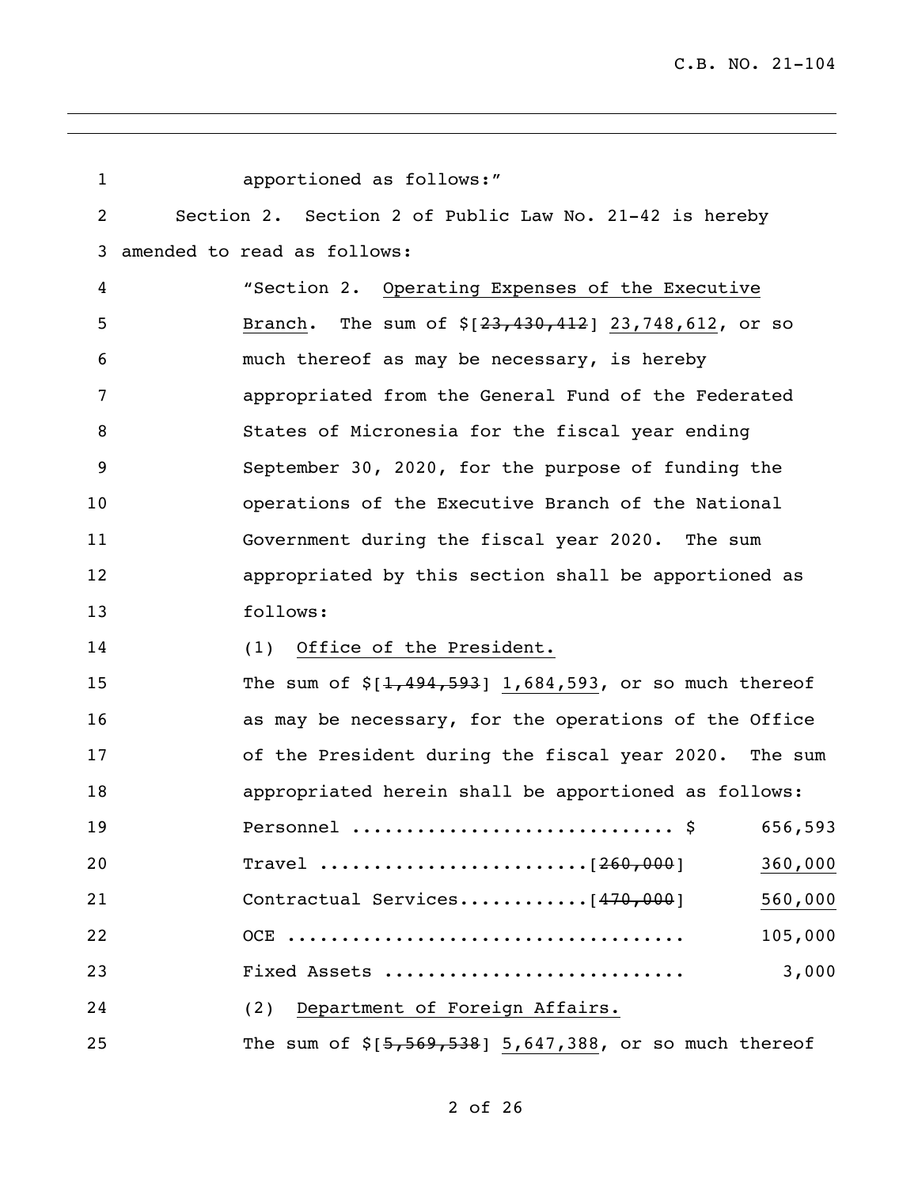apportioned as follows:"

Section 2. Section 2 of Public Law No. 21-42 is hereby amended to read as follows:

"Section 2. Operating Expenses of the Executive Branch. The sum of $[~~23,430,412~~] 23,748,612, or so much thereof as may be necessary, is hereby appropriated from the General Fund of the Federated States of Micronesia for the fiscal year ending September 30, 2020, for the purpose of funding the operations of the Executive Branch of the National Government during the fiscal year 2020. The sum appropriated by this section shall be apportioned as follows:

(1) Office of the President.

The sum of $[~~1,494,593~~] 1,684,593, or so much thereof as may be necessary, for the operations of the Office of the President during the fiscal year 2020. The sum appropriated herein shall be apportioned as follows:

| | |
|---|---|
| Personnel ............................ $ | 656,593 |
| Travel .......................[~~260,000~~] | 360,000 |
| Contractual Services...........[~~470,000~~] | 560,000 |
| OCE .................................. | 105,000 |
| Fixed Assets .......................... | 3,000 |

(2) Department of Foreign Affairs.

The sum of $[~~5,569,538~~] 5,647,388, or so much thereof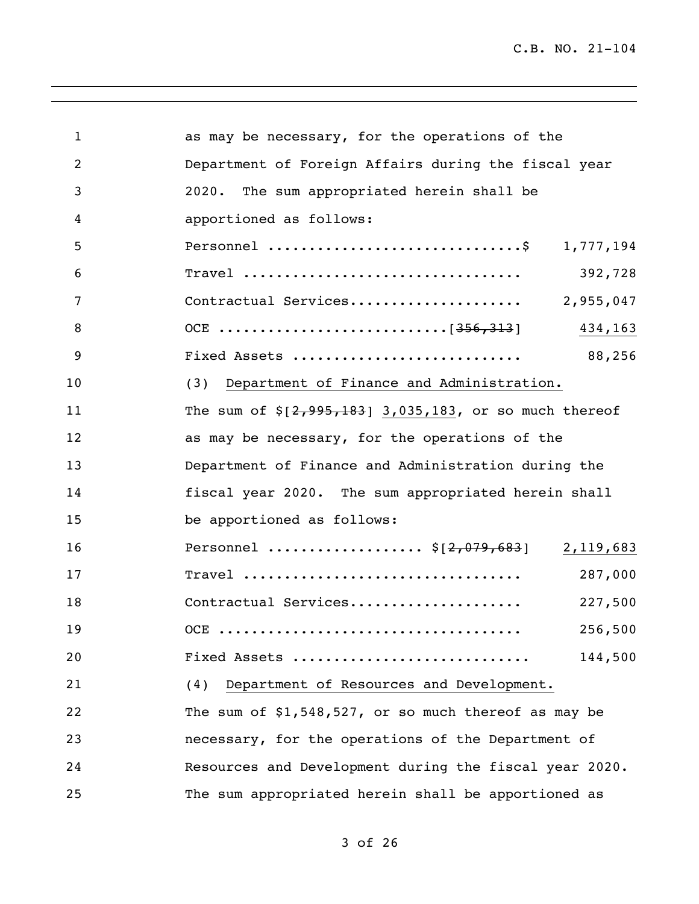as may be necessary, for the operations of the Department of Foreign Affairs during the fiscal year 2020. The sum appropriated herein shall be apportioned as follows:

| | | |
|---|---|---|
| Personnel ..............................$ | | 1,777,194 |
| Travel ................................. | | 392,728 |
| Contractual Services.................... | | 2,955,047 |
| OCE ........................... | [~~356,313~~] | <u>434,163</u> |
| Fixed Assets ........................... | | 88,256 |

(3) <u>Department of Finance and Administration.</u>
The sum of $[~~2,995,183~~] <u>3,035,183</u>, or so much thereof as may be necessary, for the operations of the Department of Finance and Administration during the fiscal year 2020. The sum appropriated herein shall be apportioned as follows:

| | | |
|---|---|---|
| Personnel .................. | $[~~2,079,683~~] | <u>2,119,683</u> |
| Travel ................................. | | 287,000 |
| Contractual Services.................... | | 227,500 |
| OCE .................................... | | 256,500 |
| Fixed Assets ........................... | | 144,500 |

(4) <u>Department of Resources and Development.</u>
The sum of $1,548,527, or so much thereof as may be necessary, for the operations of the Department of Resources and Development during the fiscal year 2020. The sum appropriated herein shall be apportioned as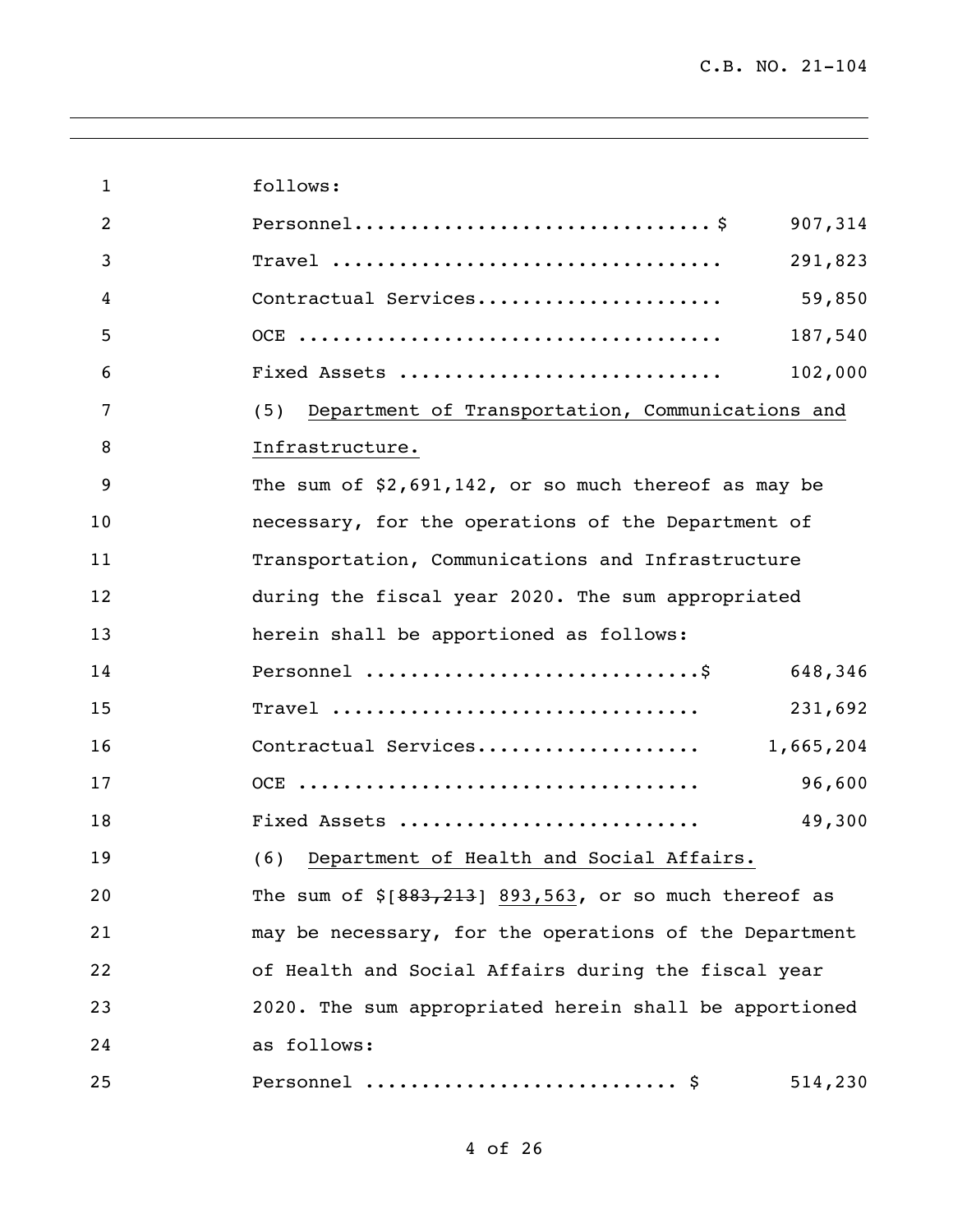follows:

| | |
|---|---|
| Personnel.................................$ | 907,314 |
| Travel .................................. | 291,823 |
| Contractual Services...................... | 59,850 |
| OCE ...................................... | 187,540 |
| Fixed Assets ............................ | 102,000 |

(5) Department of Transportation, Communications and Infrastructure.

The sum of $2,691,142, or so much thereof as may be necessary, for the operations of the Department of Transportation, Communications and Infrastructure during the fiscal year 2020. The sum appropriated herein shall be apportioned as follows:

| | |
|---|---|
| Personnel .............................$ | 648,346 |
| Travel ................................ | 231,692 |
| Contractual Services.................... | 1,665,204 |
| OCE ................................... | 96,600 |
| Fixed Assets .......................... | 49,300 |

(6) Department of Health and Social Affairs.

The sum of $[~~883,213~~] 893,563, or so much thereof as may be necessary, for the operations of the Department of Health and Social Affairs during the fiscal year 2020. The sum appropriated herein shall be apportioned as follows:

| | |
|---|---|
| Personnel .......................... $ | 514,230 |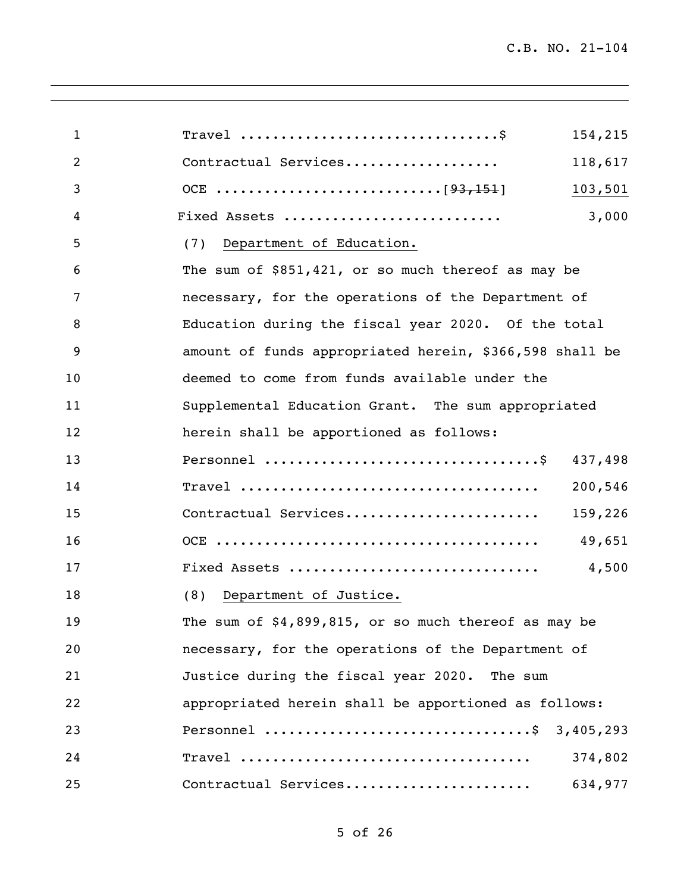Travel ..............................$ 154,215

Contractual Services.................. 118,617

OCE ..........................[~~93,151~~] <u>103,501</u>

Fixed Assets .......................... 3,000

(7) <u>Department of Education.</u>

The sum of $851,421, or so much thereof as may be necessary, for the operations of the Department of Education during the fiscal year 2020. Of the total amount of funds appropriated herein, $366,598 shall be deemed to come from funds available under the Supplemental Education Grant. The sum appropriated herein shall be apportioned as follows:

Personnel ................................$ 437,498

Travel .................................... 200,546

Contractual Services....................... 159,226

OCE ....................................... 49,651

Fixed Assets .............................. 4,500

(8) <u>Department of Justice.</u>

The sum of $4,899,815, or so much thereof as may be necessary, for the operations of the Department of Justice during the fiscal year 2020. The sum appropriated herein shall be apportioned as follows:

Personnel ...............................$ 3,405,293

Travel ................................... 374,802

Contractual Services...................... 634,977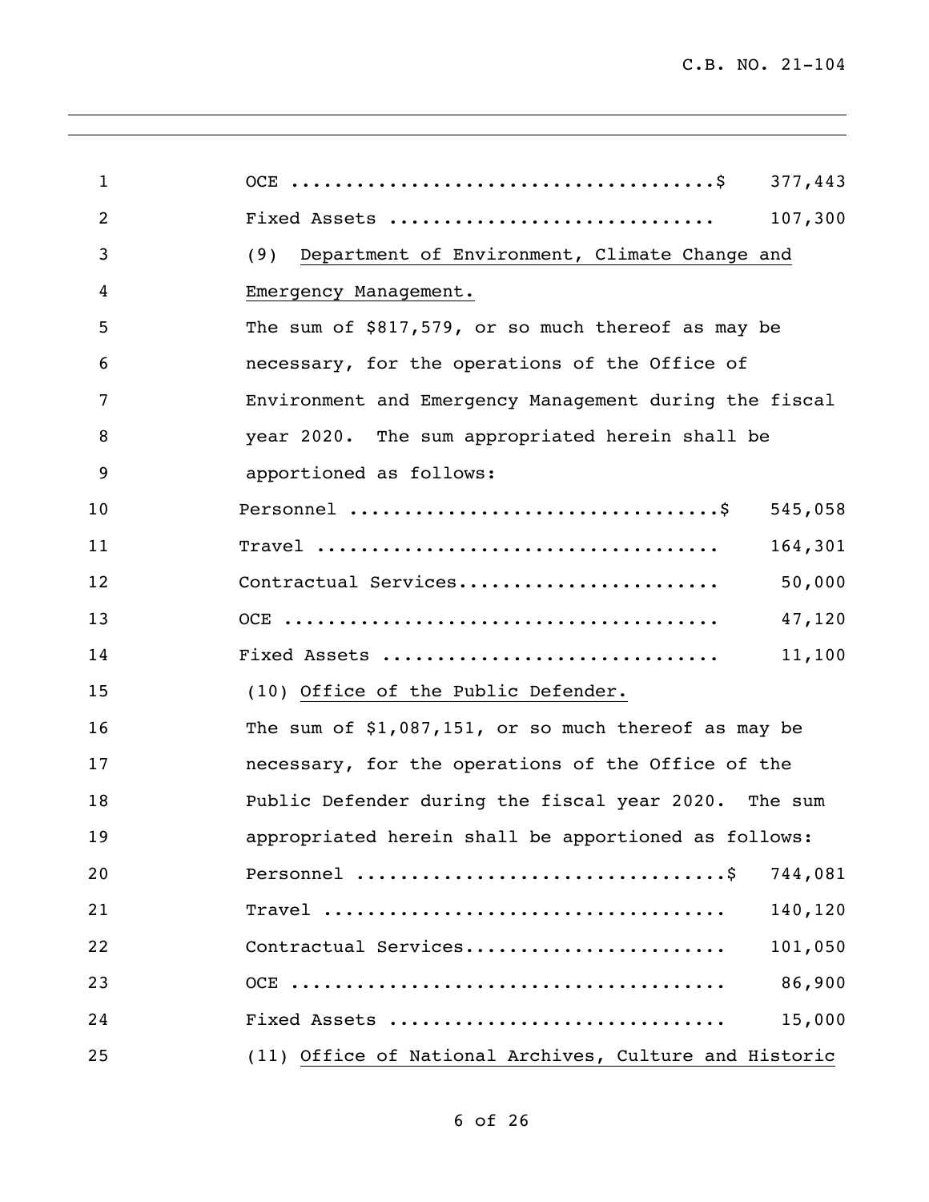OCE ......................................$ 377,443

Fixed Assets ............................ 107,300

(9) <u>Department of Environment, Climate Change and Emergency Management.</u>

The sum of $817,579, or so much thereof as may be necessary, for the operations of the Office of Environment and Emergency Management during the fiscal year 2020. The sum appropriated herein shall be apportioned as follows:

| | |
|---|---|
| Personnel ................................$ | 545,058 |
| Travel .................................... | 164,301 |
| Contractual Services....................... | 50,000 |
| OCE ....................................... | 47,120 |
| Fixed Assets .............................. | 11,100 |

(10) <u>Office of the Public Defender.</u>

The sum of $1,087,151, or so much thereof as may be necessary, for the operations of the Office of the Public Defender during the fiscal year 2020. The sum appropriated herein shall be apportioned as follows:

| | |
|---|---|
| Personnel ................................$ | 744,081 |
| Travel .................................... | 140,120 |
| Contractual Services....................... | 101,050 |
| OCE ....................................... | 86,900 |
| Fixed Assets .............................. | 15,000 |

(11) <u>Office of National Archives, Culture and Historic</u>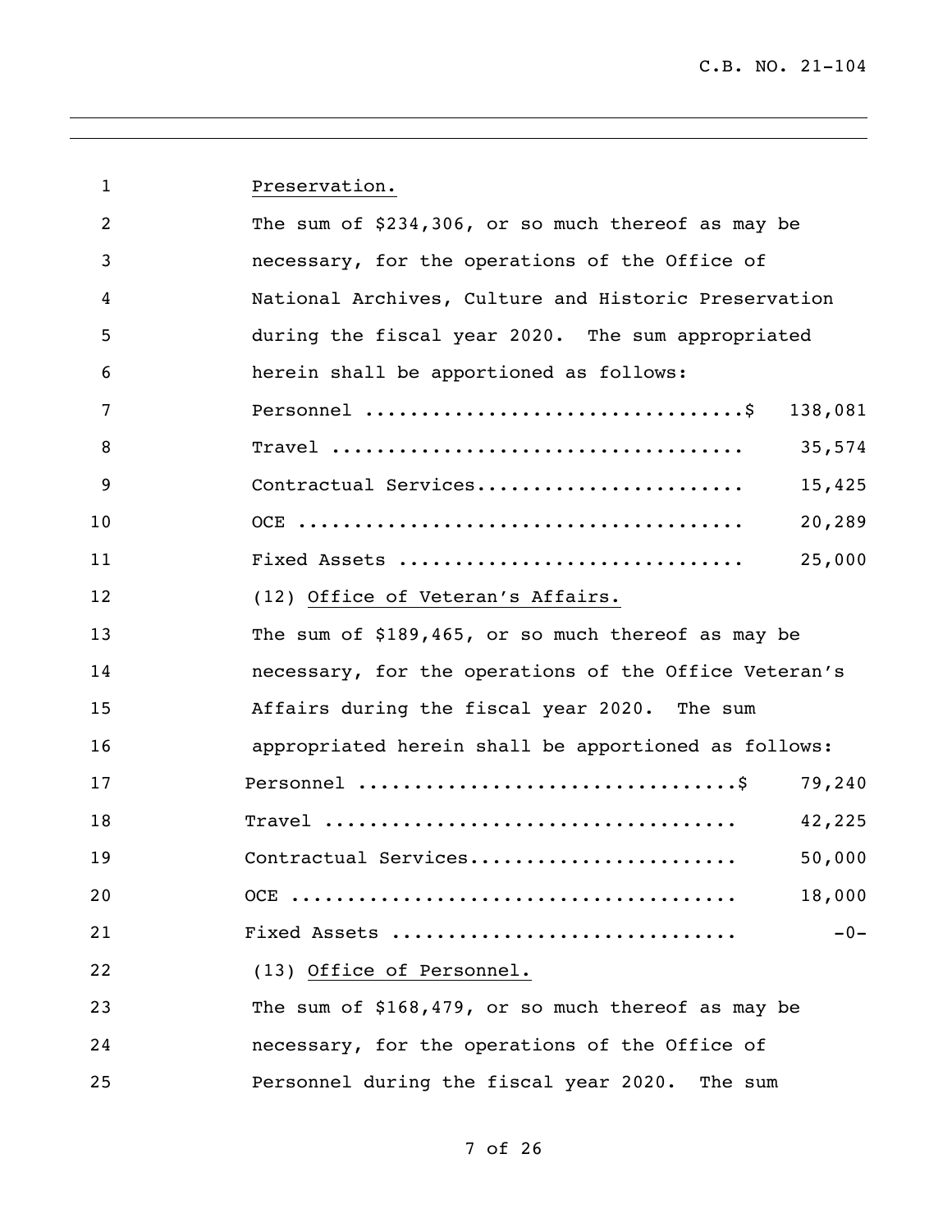Preservation.

The sum of $234,306, or so much thereof as may be necessary, for the operations of the Office of National Archives, Culture and Historic Preservation during the fiscal year 2020. The sum appropriated herein shall be apportioned as follows:

| | |
|---|---|
| Personnel ................................$ | 138,081 |
| Travel .................................... | 35,574 |
| Contractual Services....................... | 15,425 |
| OCE ....................................... | 20,289 |
| Fixed Assets .............................. | 25,000 |

(12) Office of Veteran's Affairs.

The sum of $189,465, or so much thereof as may be necessary, for the operations of the Office Veteran's Affairs during the fiscal year 2020. The sum appropriated herein shall be apportioned as follows:

| | |
|---|---|
| Personnel ................................$ | 79,240 |
| Travel .................................... | 42,225 |
| Contractual Services....................... | 50,000 |
| OCE ....................................... | 18,000 |
| Fixed Assets .............................. | -0- |

(13) Office of Personnel.

The sum of $168,479, or so much thereof as may be necessary, for the operations of the Office of Personnel during the fiscal year 2020. The sum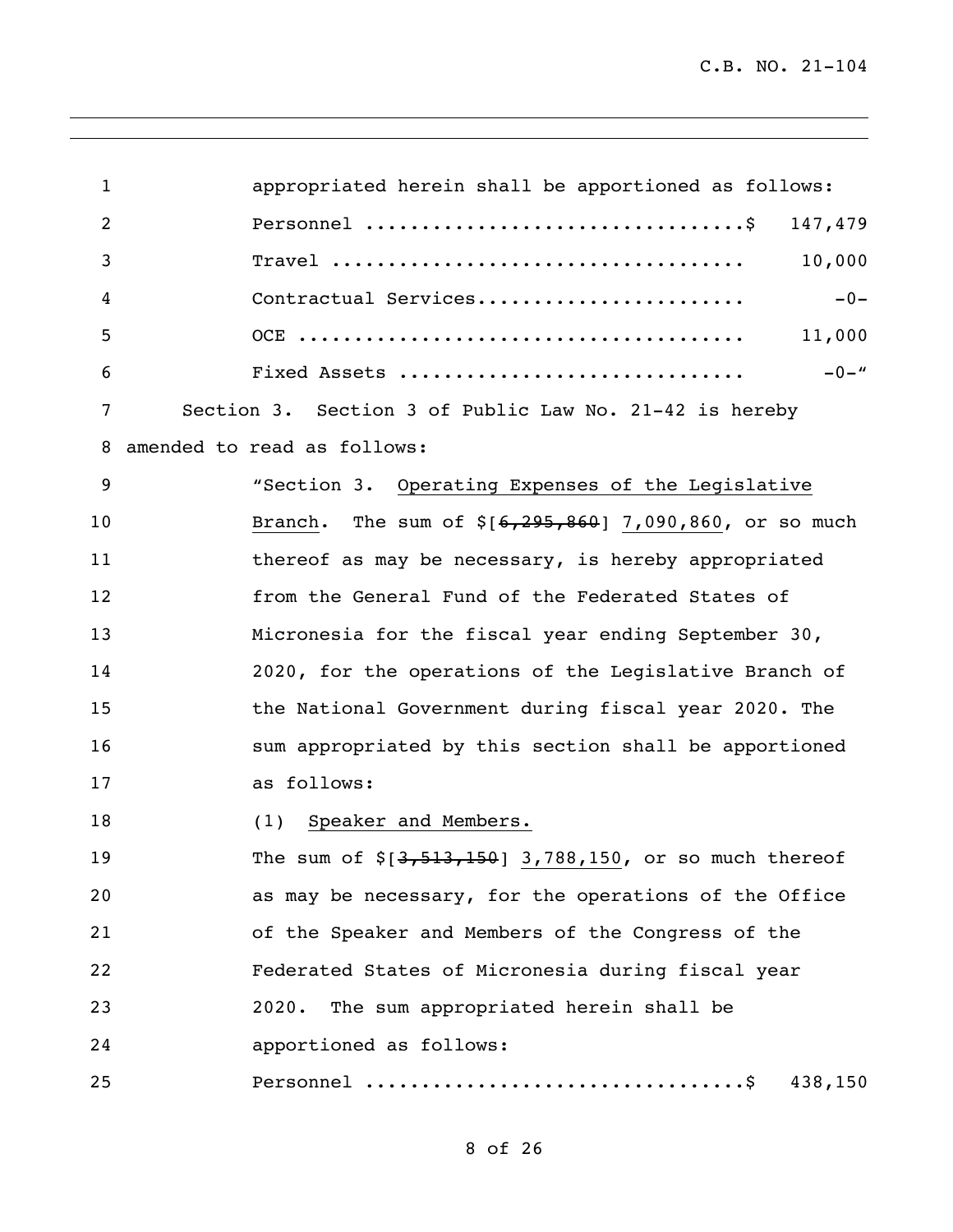appropriated herein shall be apportioned as follows:

Personnel ..................................$ 147,479

Travel .................................... 10,000

Contractual Services....................... -0-

OCE ....................................... 11,000

Fixed Assets .............................. -0-"

Section 3. Section 3 of Public Law No. 21-42 is hereby amended to read as follows:

"Section 3. Operating Expenses of the Legislative Branch. The sum of $[~~6,295,860~~] 7,090,860, or so much thereof as may be necessary, is hereby appropriated from the General Fund of the Federated States of Micronesia for the fiscal year ending September 30, 2020, for the operations of the Legislative Branch of the National Government during fiscal year 2020. The sum appropriated by this section shall be apportioned as follows:

(1) Speaker and Members.

The sum of $[~~3,513,150~~] 3,788,150, or so much thereof as may be necessary, for the operations of the Office of the Speaker and Members of the Congress of the Federated States of Micronesia during fiscal year 2020. The sum appropriated herein shall be apportioned as follows:

Personnel ..................................$ 438,150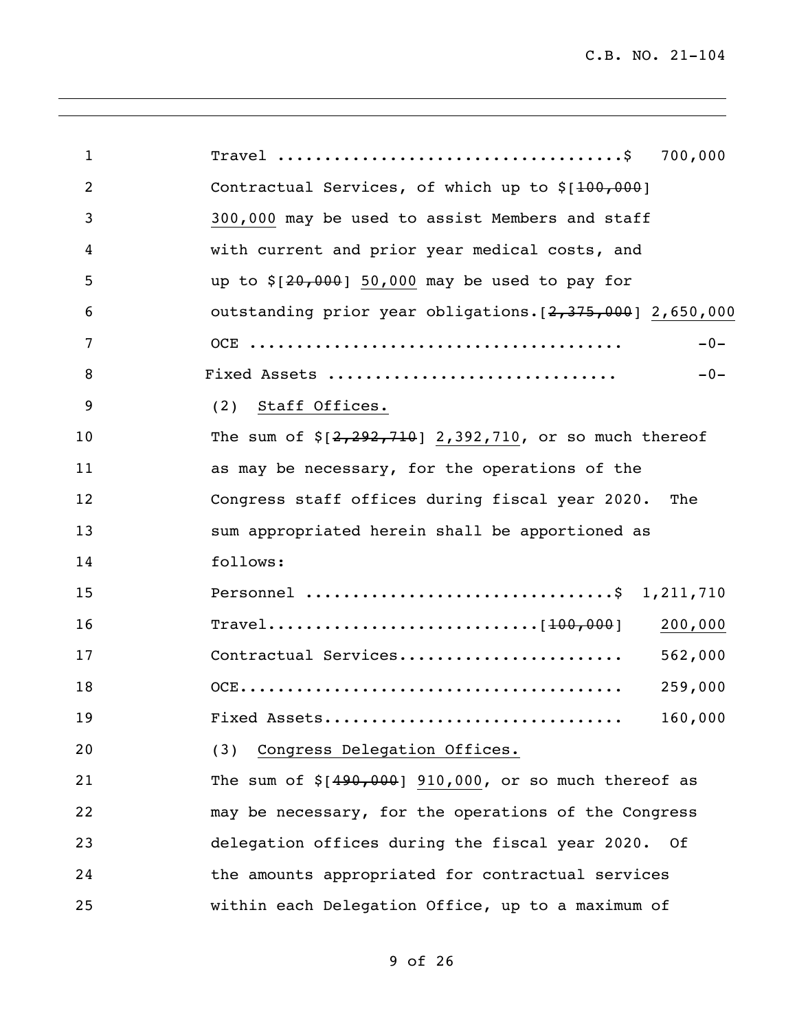Travel ....................................$ 700,000

Contractual Services, of which up to $[~~100,000~~] <u>300,000</u> may be used to assist Members and staff with current and prior year medical costs, and up to $[~~20,000~~] <u>50,000</u> may be used to pay for outstanding prior year obligations.[~~2,375,000~~] <u>2,650,000</u>

OCE ....................................... -0-

Fixed Assets .............................. -0-

(2) <u>Staff Offices.</u>

The sum of $[~~2,292,710~~] <u>2,392,710</u>, or so much thereof as may be necessary, for the operations of the Congress staff offices during fiscal year 2020. The sum appropriated herein shall be apportioned as follows:

Personnel ................................$ 1,211,710

Travel............................[~~100,000~~] <u>200,000</u>

Contractual Services....................... 562,000

OCE........................................ 259,000

Fixed Assets............................... 160,000

(3) <u>Congress Delegation Offices.</u>

The sum of $[~~490,000~~] <u>910,000</u>, or so much thereof as may be necessary, for the operations of the Congress delegation offices during the fiscal year 2020. Of the amounts appropriated for contractual services within each Delegation Office, up to a maximum of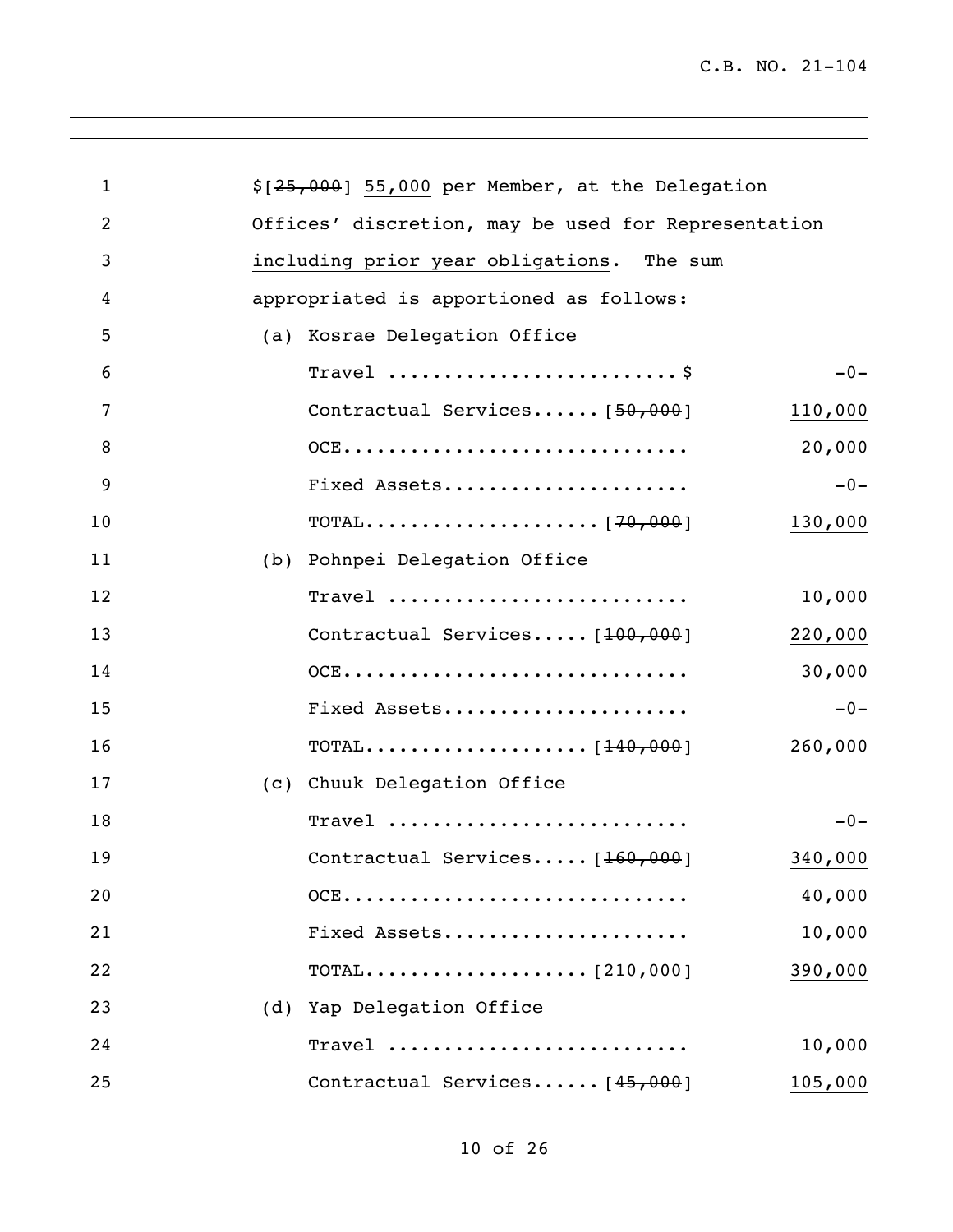C.B. NO. 21-104

1 $[~~25,000~~] <u>55,000</u> per Member, at the Delegation
2 Offices' discretion, may be used for Representation
3 <u>including prior year obligations</u>. The sum
4 appropriated is apportioned as follows:

5 (a) Kosrae Delegation Office

| Line | Item | Prior | Amount |
|---|---|---|---|
| 6 | Travel .......................... | $ | -0- |
| 7 | Contractual Services...... | [~~50,000~~] | <u>110,000</u> |
| 8 | OCE.............................. | | 20,000 |
| 9 | Fixed Assets..................... | | -0- |
| 10 | TOTAL..................... | [~~70,000~~] | <u>130,000</u> |

11 (b) Pohnpei Delegation Office

| Line | Item | Prior | Amount |
|---|---|---|---|
| 12 | Travel .......................... | | 10,000 |
| 13 | Contractual Services..... | [~~100,000~~] | <u>220,000</u> |
| 14 | OCE.............................. | | 30,000 |
| 15 | Fixed Assets..................... | | -0- |
| 16 | TOTAL.................... | [~~140,000~~] | <u>260,000</u> |

17 (c) Chuuk Delegation Office

| Line | Item | Prior | Amount |
|---|---|---|---|
| 18 | Travel .......................... | | -0- |
| 19 | Contractual Services..... | [~~160,000~~] | <u>340,000</u> |
| 20 | OCE.............................. | | 40,000 |
| 21 | Fixed Assets..................... | | 10,000 |
| 22 | TOTAL.................... | [~~210,000~~] | <u>390,000</u> |

23 (d) Yap Delegation Office

| Line | Item | Prior | Amount |
|---|---|---|---|
| 24 | Travel .......................... | | 10,000 |
| 25 | Contractual Services...... | [~~45,000~~] | <u>105,000</u> |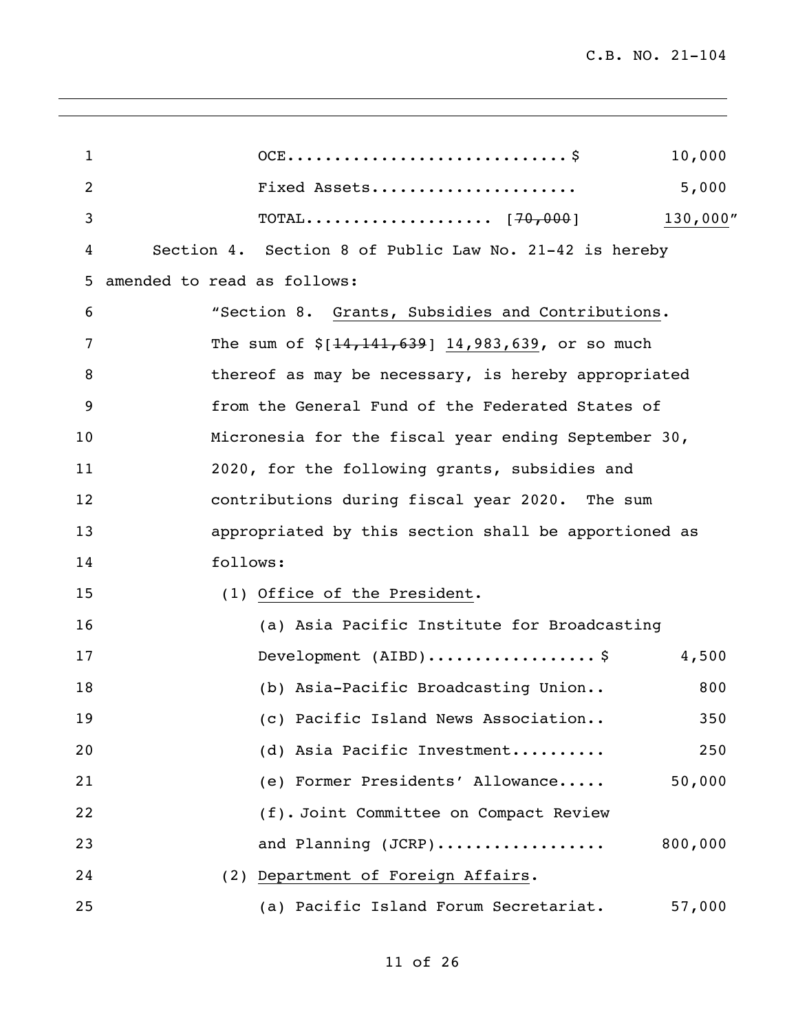OCE............................$ 10,000
Fixed Assets..................... 5,000
TOTAL.................. [~~70,000~~] 130,000"

Section 4. Section 8 of Public Law No. 21-42 is hereby amended to read as follows:

"Section 8. Grants, Subsidies and Contributions.

The sum of $[~~14,141,639~~] 14,983,639, or so much thereof as may be necessary, is hereby appropriated from the General Fund of the Federated States of Micronesia for the fiscal year ending September 30, 2020, for the following grants, subsidies and contributions during fiscal year 2020. The sum appropriated by this section shall be apportioned as follows:

(1) Office of the President.

(a) Asia Pacific Institute for Broadcasting Development (AIBD).................$ 4,500
(b) Asia-Pacific Broadcasting Union.. 800
(c) Pacific Island News Association.. 350
(d) Asia Pacific Investment.......... 250
(e) Former Presidents' Allowance..... 50,000
(f). Joint Committee on Compact Review and Planning (JCRP)................. 800,000

(2) Department of Foreign Affairs.

(a) Pacific Island Forum Secretariat. 57,000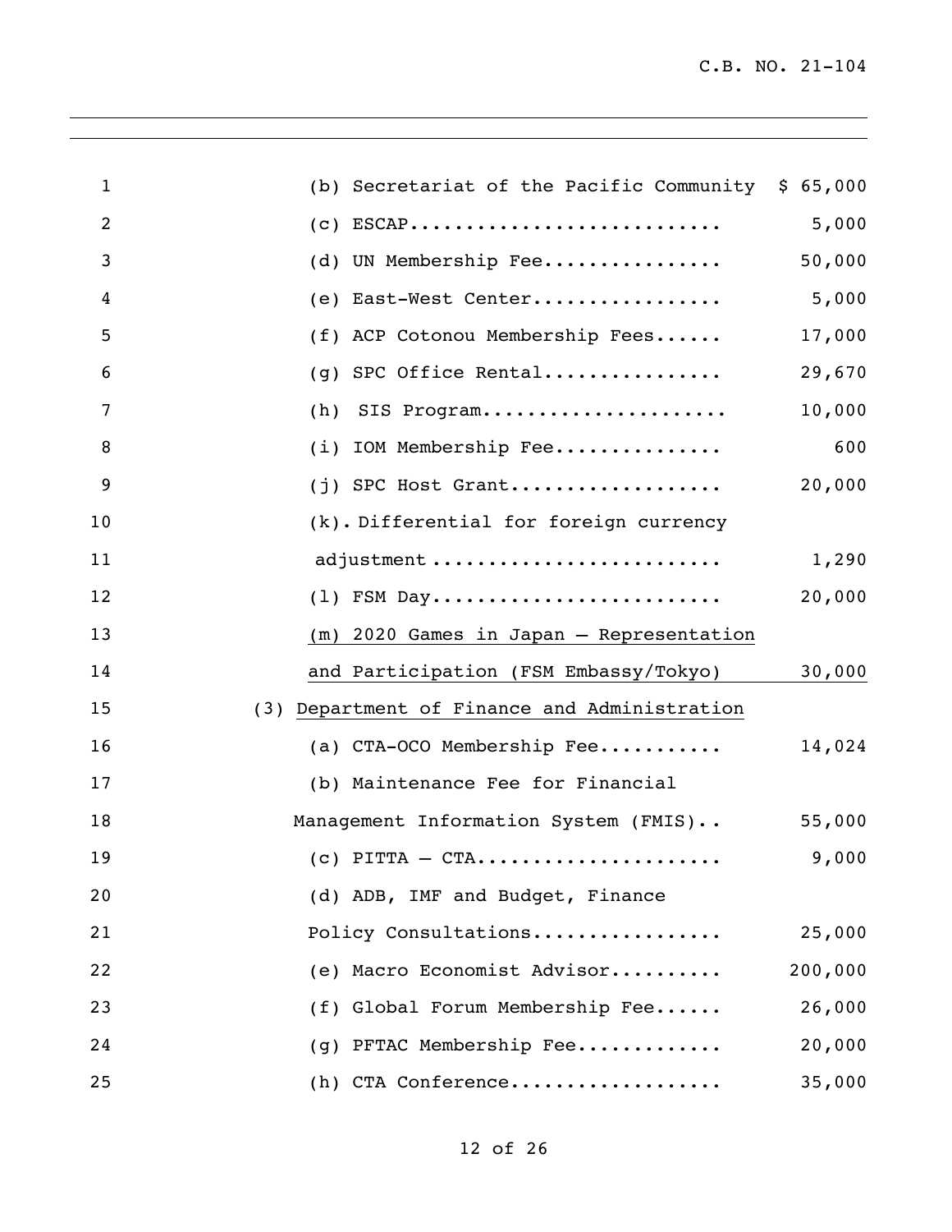| | | |
|---|---|---|
| 1 | (b) Secretariat of the Pacific Community | $ 65,000 |
| 2 | (c) ESCAP........................... | 5,000 |
| 3 | (d) UN Membership Fee................ | 50,000 |
| 4 | (e) East-West Center................. | 5,000 |
| 5 | (f) ACP Cotonou Membership Fees...... | 17,000 |
| 6 | (g) SPC Office Rental................ | 29,670 |
| 7 | (h) SIS Program...................... | 10,000 |
| 8 | (i) IOM Membership Fee............... | 600 |
| 9 | (j) SPC Host Grant................... | 20,000 |
| 10 | (k). Differential for foreign currency | |
| 11 | adjustment ......................... | 1,290 |
| 12 | (l) FSM Day.......................... | 20,000 |
| 13 | (m) 2020 Games in Japan – Representation | |
| 14 | and Participation (FSM Embassy/Tokyo) | 30,000 |
| 15 | (3) Department of Finance and Administration | |
| 16 | (a) CTA-OCO Membership Fee........... | 14,024 |
| 17 | (b) Maintenance Fee for Financial | |
| 18 | Management Information System (FMIS).. | 55,000 |
| 19 | (c) PITTA – CTA...................... | 9,000 |
| 20 | (d) ADB, IMF and Budget, Finance | |
| 21 | Policy Consultations................. | 25,000 |
| 22 | (e) Macro Economist Advisor.......... | 200,000 |
| 23 | (f) Global Forum Membership Fee...... | 26,000 |
| 24 | (g) PFTAC Membership Fee............. | 20,000 |
| 25 | (h) CTA Conference................... | 35,000 |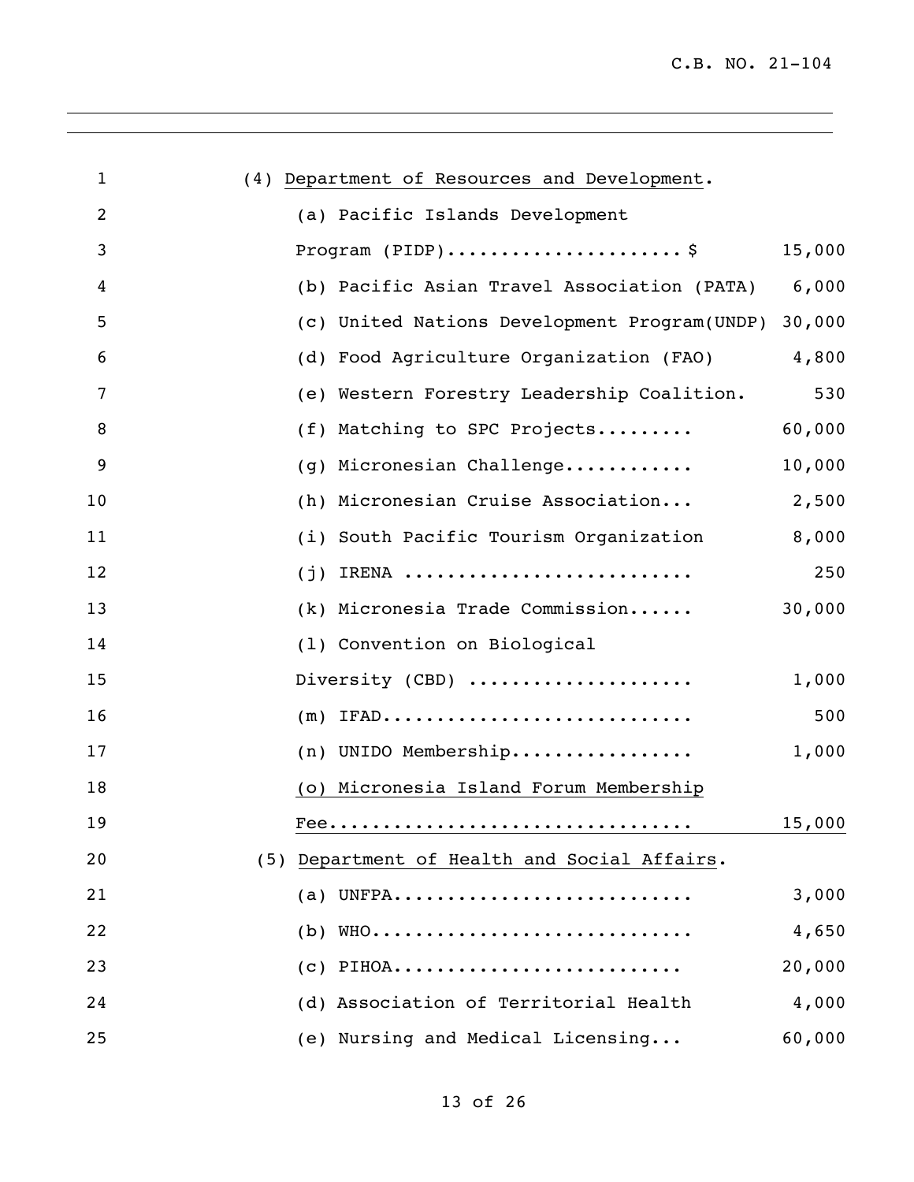(4) Department of Resources and Development.

| Item | Amount |
|---|---|
| (a) Pacific Islands Development Program (PIDP)...................... $ | 15,000 |
| (b) Pacific Asian Travel Association (PATA) | 6,000 |
| (c) United Nations Development Program(UNDP) | 30,000 |
| (d) Food Agriculture Organization (FAO) | 4,800 |
| (e) Western Forestry Leadership Coalition. | 530 |
| (f) Matching to SPC Projects......... | 60,000 |
| (g) Micronesian Challenge............ | 10,000 |
| (h) Micronesian Cruise Association... | 2,500 |
| (i) South Pacific Tourism Organization | 8,000 |
| (j) IRENA .......................... | 250 |
| (k) Micronesia Trade Commission...... | 30,000 |
| (l) Convention on Biological Diversity (CBD) .................... | 1,000 |
| (m) IFAD............................ | 500 |
| (n) UNIDO Membership................ | 1,000 |
| (o) Micronesia Island Forum Membership Fee................................ | 15,000 |

(5) Department of Health and Social Affairs.

| Item | Amount |
|---|---|
| (a) UNFPA.......................... | 3,000 |
| (b) WHO............................ | 4,650 |
| (c) PIHOA......................... | 20,000 |
| (d) Association of Territorial Health | 4,000 |
| (e) Nursing and Medical Licensing... | 60,000 |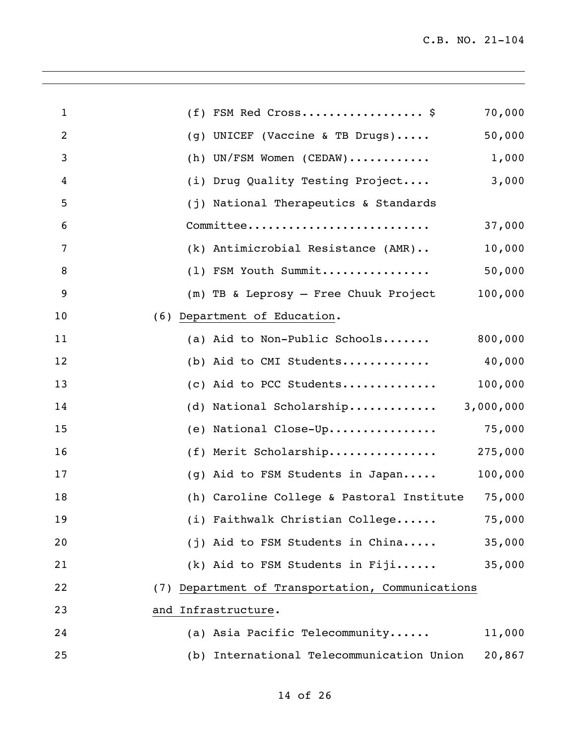(f) FSM Red Cross.................. $ 70,000

(g) UNICEF (Vaccine & TB Drugs)..... 50,000

(h) UN/FSM Women (CEDAW)............ 1,000

(i) Drug Quality Testing Project.... 3,000

(j) National Therapeutics & Standards Committee.......................... 37,000

(k) Antimicrobial Resistance (AMR).. 10,000

(l) FSM Youth Summit................ 50,000

(m) TB & Leprosy – Free Chuuk Project 100,000

(6) Department of Education.

(a) Aid to Non-Public Schools....... 800,000

(b) Aid to CMI Students............. 40,000

(c) Aid to PCC Students............. 100,000

(d) National Scholarship............. 3,000,000

(e) National Close-Up................ 75,000

(f) Merit Scholarship................ 275,000

(g) Aid to FSM Students in Japan..... 100,000

(h) Caroline College & Pastoral Institute 75,000

(i) Faithwalk Christian College...... 75,000

(j) Aid to FSM Students in China..... 35,000

(k) Aid to FSM Students in Fiji...... 35,000

(7) Department of Transportation, Communications and Infrastructure.

(a) Asia Pacific Telecommunity...... 11,000

(b) International Telecommunication Union 20,867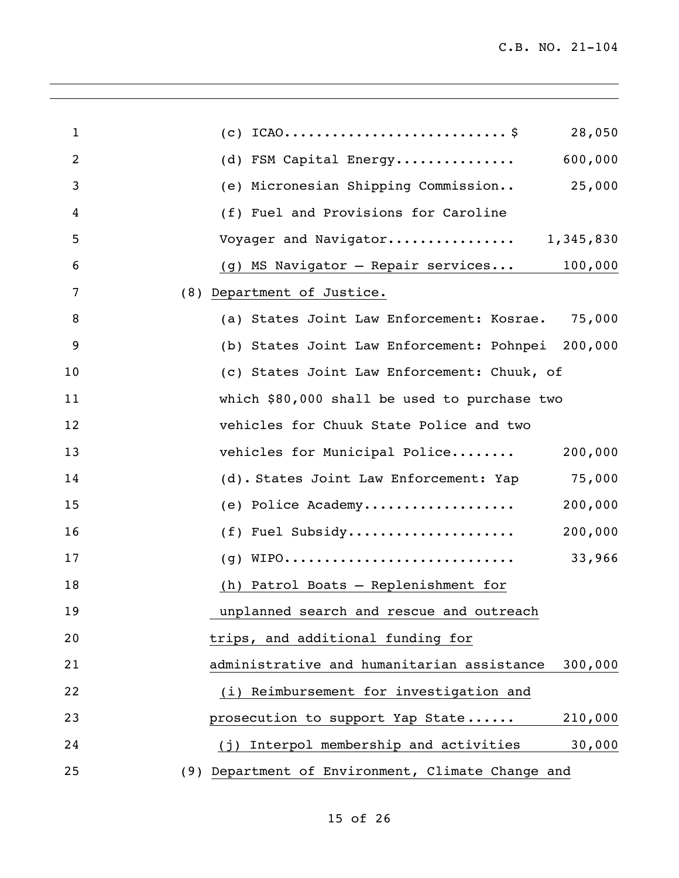(c) ICAO............................ $ 28,050

(d) FSM Capital Energy............... 600,000

(e) Micronesian Shipping Commission.. 25,000

(f) Fuel and Provisions for Caroline Voyager and Navigator................ 1,345,830

(g) MS Navigator – Repair services... 100,000

(8) Department of Justice.

(a) States Joint Law Enforcement: Kosrae. 75,000

(b) States Joint Law Enforcement: Pohnpei 200,000

(c) States Joint Law Enforcement: Chuuk, of which $80,000 shall be used to purchase two vehicles for Chuuk State Police and two vehicles for Municipal Police........ 200,000

(d). States Joint Law Enforcement: Yap 75,000

(e) Police Academy................... 200,000

(f) Fuel Subsidy..................... 200,000

(g) WIPO............................. 33,966

(h) Patrol Boats – Replenishment for unplanned search and rescue and outreach trips, and additional funding for administrative and humanitarian assistance 300,000

(i) Reimbursement for investigation and prosecution to support Yap State...... 210,000

(j) Interpol membership and activities 30,000

(9) Department of Environment, Climate Change and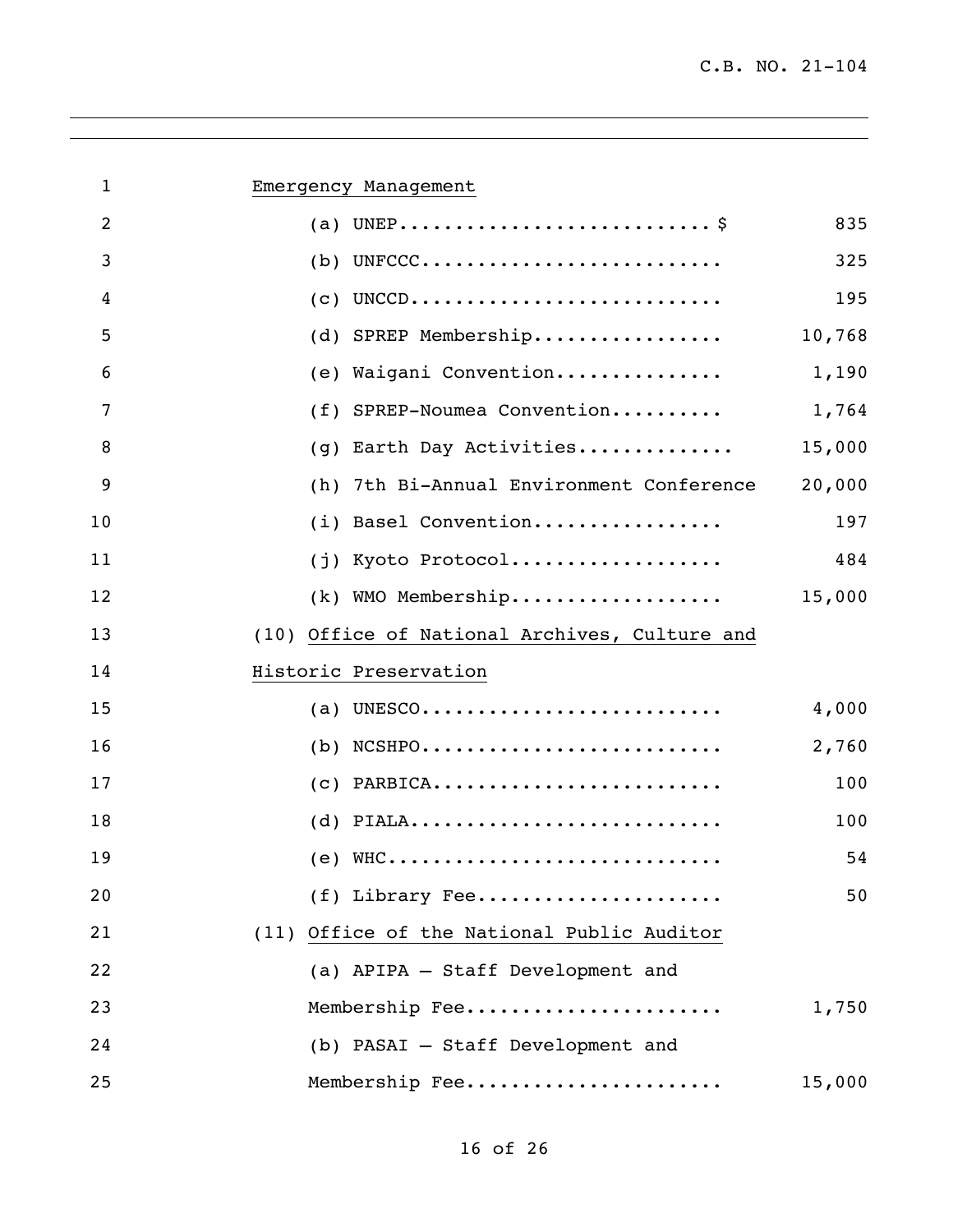Emergency Management

(a) UNEP............................ $ 835

(b) UNFCCC........................... 325

(c) UNCCD............................ 195

(d) SPREP Membership................. 10,768

(e) Waigani Convention............... 1,190

(f) SPREP-Noumea Convention.......... 1,764

(g) Earth Day Activities............. 15,000

(h) 7th Bi-Annual Environment Conference 20,000

(i) Basel Convention................. 197

(j) Kyoto Protocol................... 484

(k) WMO Membership................... 15,000

(10) Office of National Archives, Culture and Historic Preservation

(a) UNESCO........................... 4,000

(b) NCSHPO........................... 2,760

(c) PARBICA.......................... 100

(d) PIALA............................ 100

(e) WHC.............................. 54

(f) Library Fee...................... 50

(11) Office of the National Public Auditor

(a) APIPA – Staff Development and Membership Fee...................... 1,750

(b) PASAI – Staff Development and Membership Fee...................... 15,000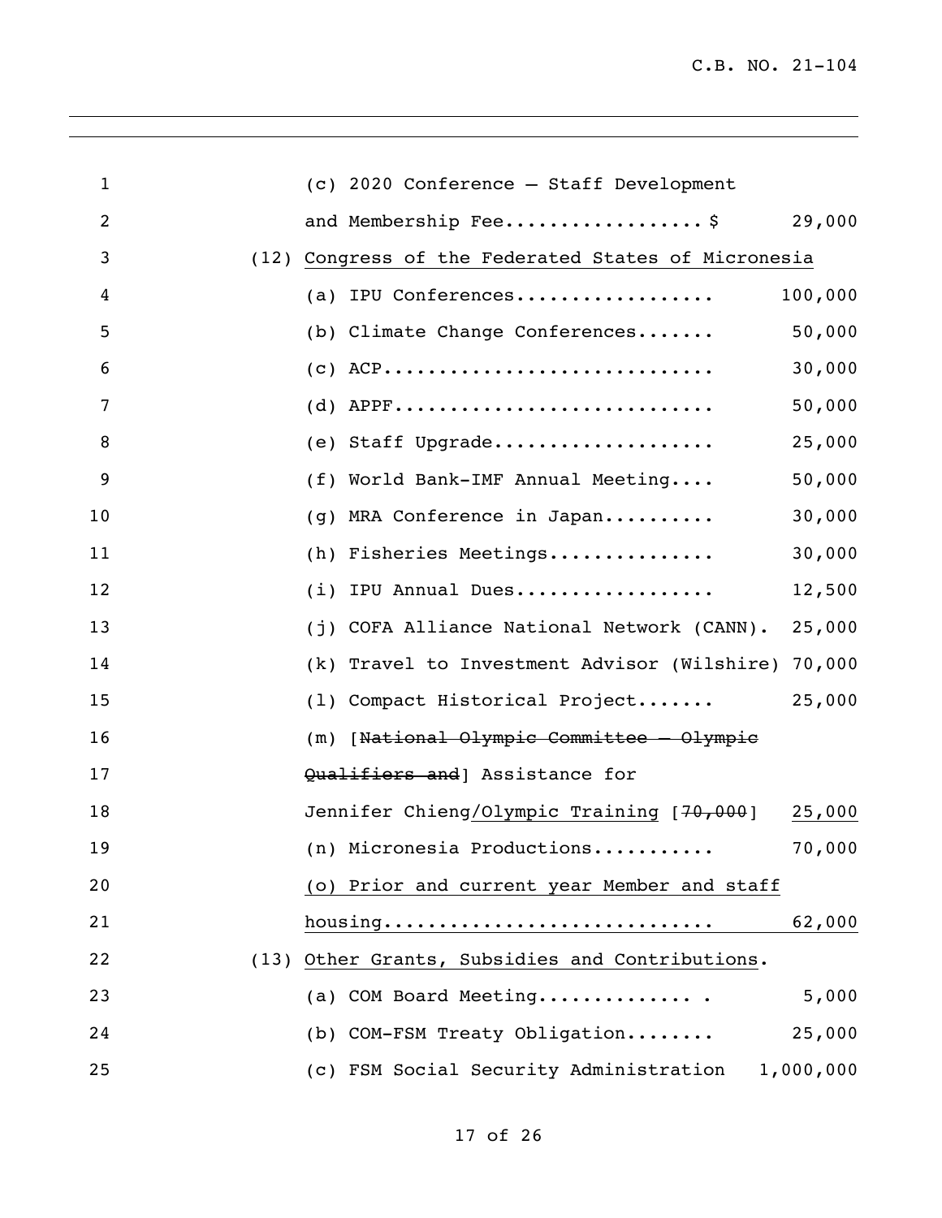(c) 2020 Conference – Staff Development and Membership Fee.................. $ 29,000

(12) Congress of the Federated States of Micronesia

(a) IPU Conferences.................. 100,000

(b) Climate Change Conferences....... 50,000

(c) ACP............................. 30,000

(d) APPF............................ 50,000

(e) Staff Upgrade.................... 25,000

(f) World Bank-IMF Annual Meeting.... 50,000

(g) MRA Conference in Japan.......... 30,000

(h) Fisheries Meetings............... 30,000

(i) IPU Annual Dues.................. 12,500

(j) COFA Alliance National Network (CANN). 25,000

(k) Travel to Investment Advisor (Wilshire) 70,000

(l) Compact Historical Project....... 25,000

(m) [~~National Olympic Committee – Olympic Qualifiers and~~] Assistance for Jennifer Chieng/Olympic Training [~~70,000~~] 25,000

(n) Micronesia Productions........... 70,000

(o) Prior and current year Member and staff housing............................ 62,000

(13) Other Grants, Subsidies and Contributions.

(a) COM Board Meeting.............. . 5,000

(b) COM-FSM Treaty Obligation........ 25,000

(c) FSM Social Security Administration 1,000,000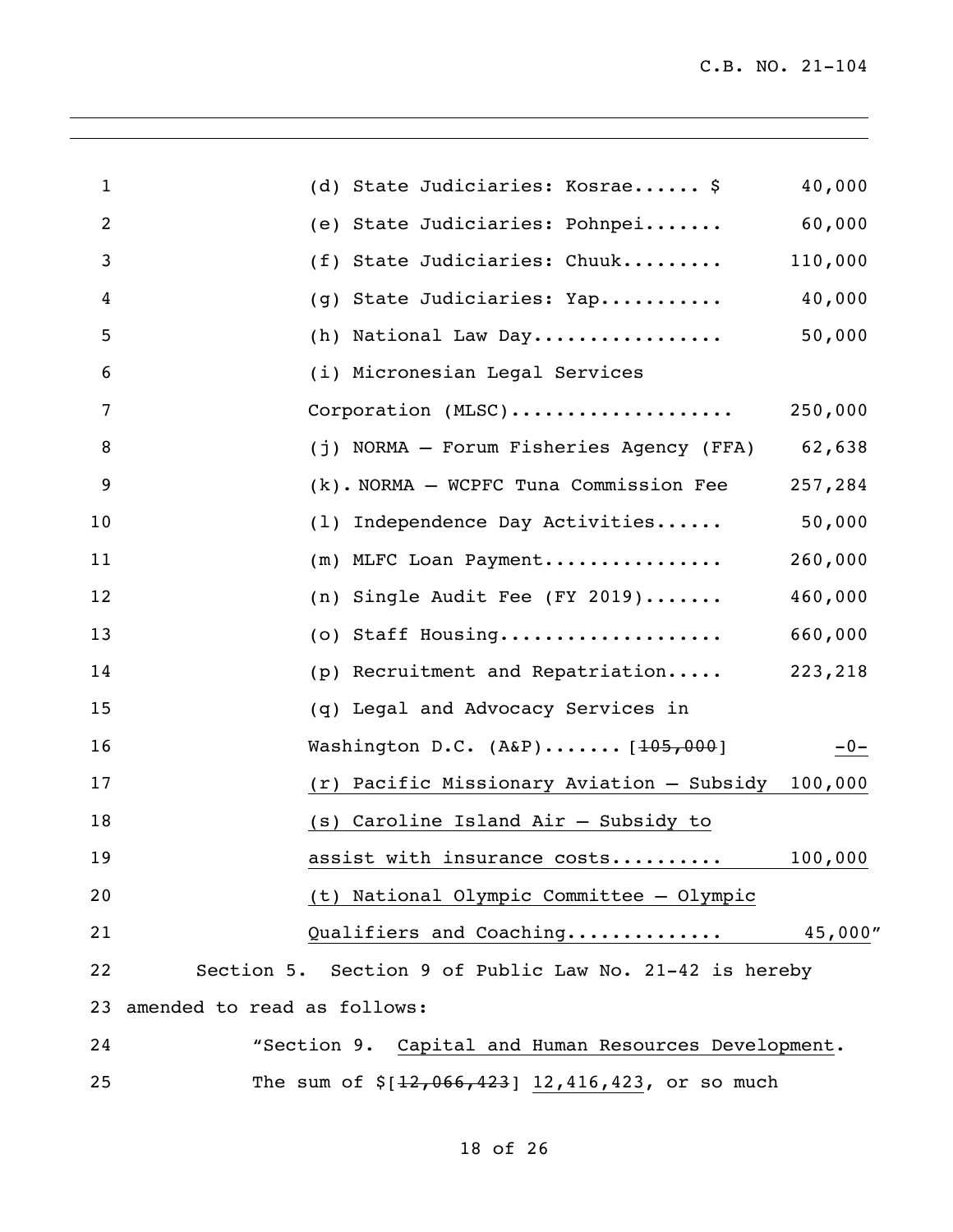(d) State Judiciaries: Kosrae...... $ 40,000

(e) State Judiciaries: Pohnpei....... 60,000

(f) State Judiciaries: Chuuk......... 110,000

(g) State Judiciaries: Yap........... 40,000

(h) National Law Day................. 50,000

(i) Micronesian Legal Services Corporation (MLSC).................... 250,000

(j) NORMA – Forum Fisheries Agency (FFA) 62,638

(k). NORMA – WCPFC Tuna Commission Fee 257,284

(l) Independence Day Activities...... 50,000

(m) MLFC Loan Payment................ 260,000

(n) Single Audit Fee (FY 2019)....... 460,000

(o) Staff Housing.................... 660,000

(p) Recruitment and Repatriation..... 223,218

(q) Legal and Advocacy Services in Washington D.C. (A&P)....... [~~105,000~~] -0-

(r) Pacific Missionary Aviation – Subsidy 100,000

(s) Caroline Island Air – Subsidy to assist with insurance costs.......... 100,000

(t) National Olympic Committee – Olympic Qualifiers and Coaching............. 45,000"

Section 5. Section 9 of Public Law No. 21-42 is hereby amended to read as follows:

"Section 9. Capital and Human Resources Development.

The sum of $[~~12,066,423~~] 12,416,423, or so much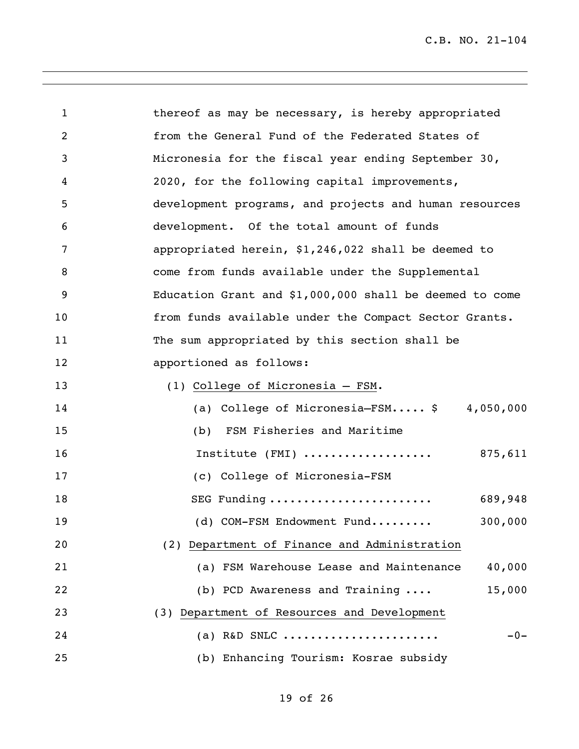thereof as may be necessary, is hereby appropriated from the General Fund of the Federated States of Micronesia for the fiscal year ending September 30, 2020, for the following capital improvements, development programs, and projects and human resources development. Of the total amount of funds appropriated herein, $1,246,022 shall be deemed to come from funds available under the Supplemental Education Grant and $1,000,000 shall be deemed to come from funds available under the Compact Sector Grants. The sum appropriated by this section shall be apportioned as follows:

(1) College of Micronesia – FSM.

(a) College of Micronesia—FSM..... $ 4,050,000

(b) FSM Fisheries and Maritime Institute (FMI) .................. 875,611

(c) College of Micronesia-FSM SEG Funding ....................... 689,948

(d) COM-FSM Endowment Fund......... 300,000

(2) Department of Finance and Administration

(a) FSM Warehouse Lease and Maintenance 40,000

(b) PCD Awareness and Training .... 15,000

(3) Department of Resources and Development

(a) R&D SNLC ...................... -0-

(b) Enhancing Tourism: Kosrae subsidy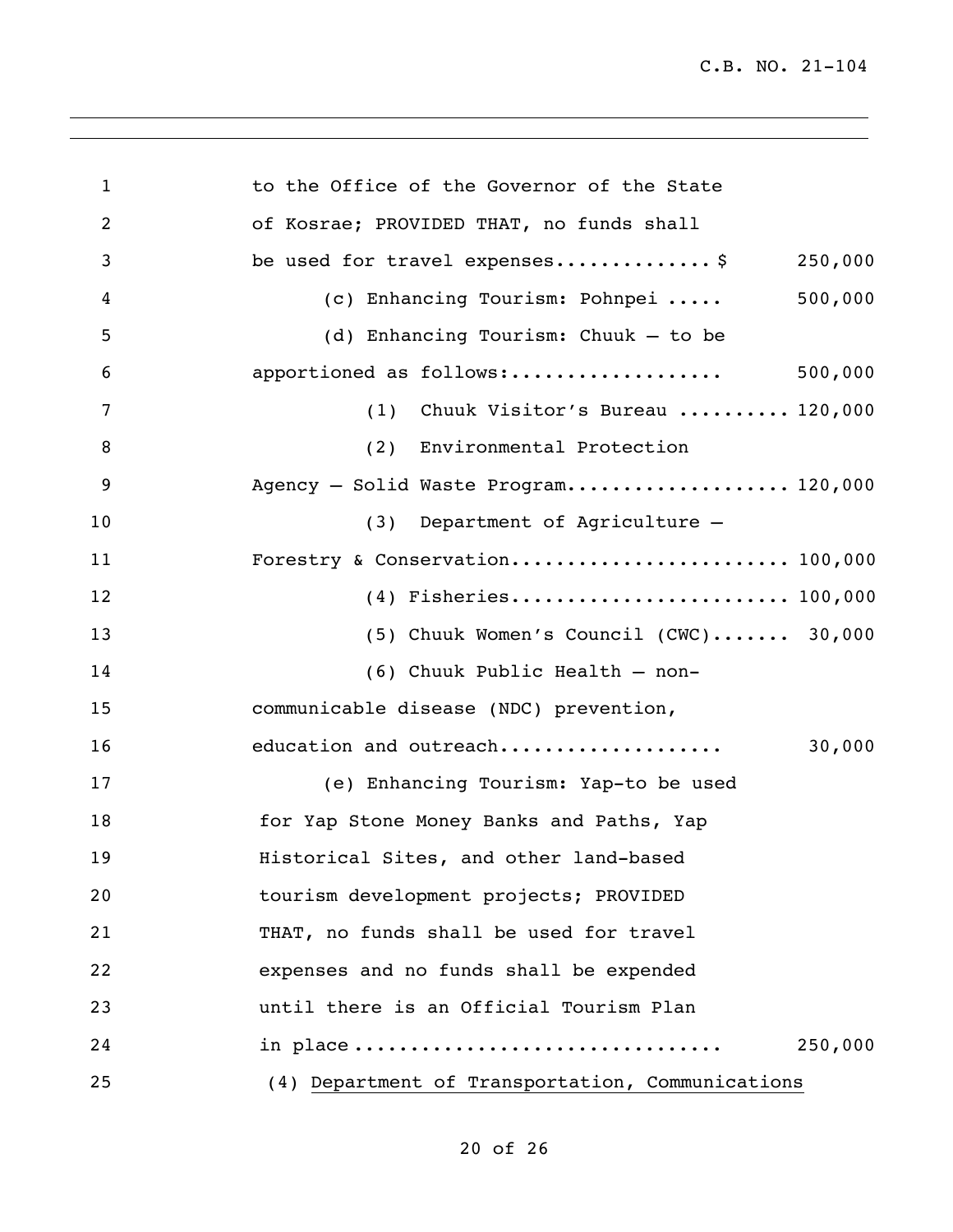to the Office of the Governor of the State of Kosrae; PROVIDED THAT, no funds shall be used for travel expenses..............$ 250,000

(c) Enhancing Tourism: Pohnpei ..... 500,000

(d) Enhancing Tourism: Chuuk – to be apportioned as follows:.................. 500,000

(1) Chuuk Visitor's Bureau .......... 120,000

(2) Environmental Protection Agency – Solid Waste Program................... 120,000

(3) Department of Agriculture – Forestry & Conservation........................ 100,000

(4) Fisheries........................ 100,000

(5) Chuuk Women's Council (CWC)....... 30,000

(6) Chuuk Public Health – non-communicable disease (NDC) prevention, education and outreach................... 30,000

(e) Enhancing Tourism: Yap-to be used for Yap Stone Money Banks and Paths, Yap Historical Sites, and other land-based tourism development projects; PROVIDED THAT, no funds shall be used for travel expenses and no funds shall be expended until there is an Official Tourism Plan in place ................................ 250,000

(4) Department of Transportation, Communications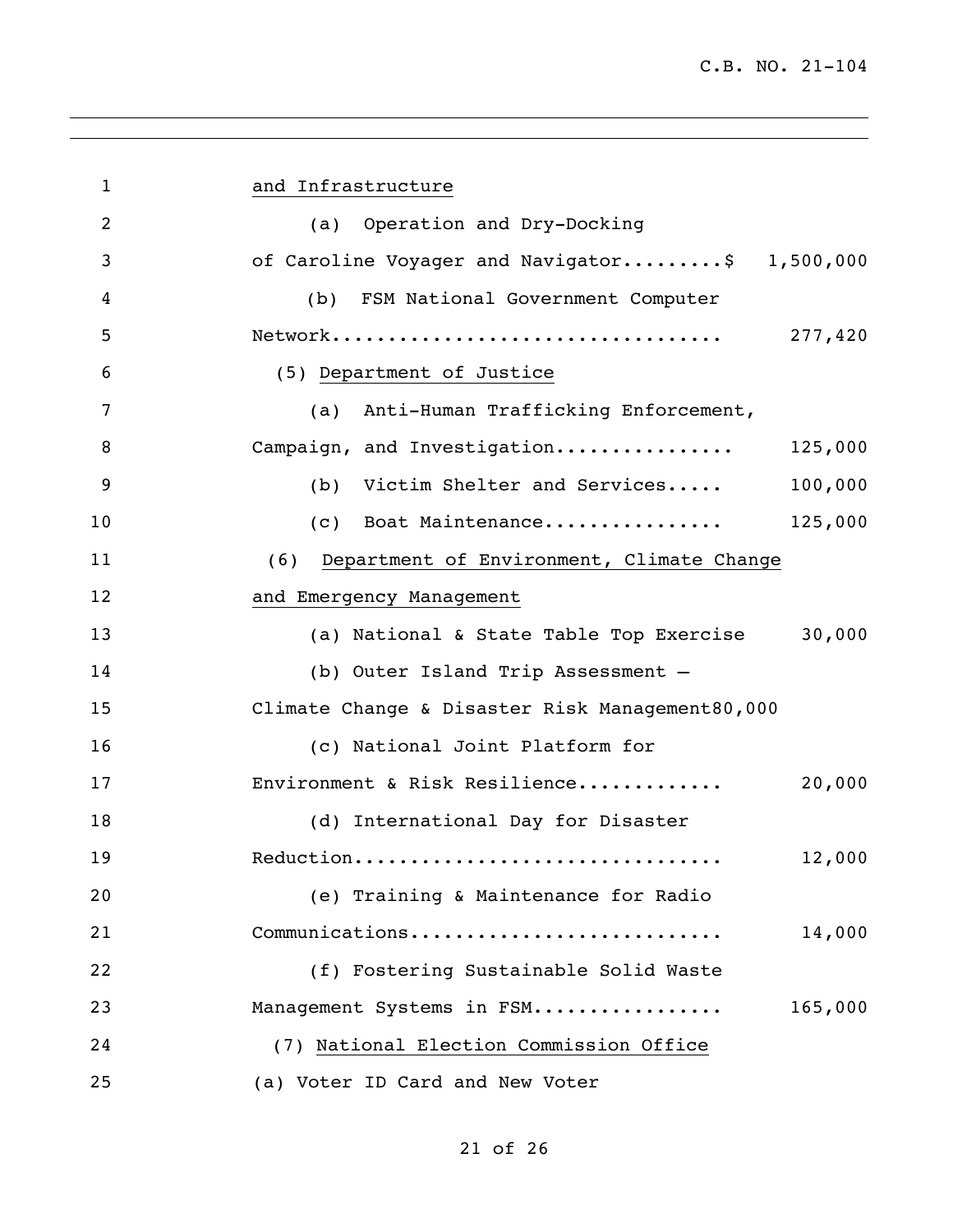and Infrastructure

(a) Operation and Dry-Docking of Caroline Voyager and Navigator.........$ 1,500,000

(b) FSM National Government Computer Network.................................. 277,420

(5) Department of Justice

(a) Anti-Human Trafficking Enforcement, Campaign, and Investigation................ 125,000

(b) Victim Shelter and Services..... 100,000

(c) Boat Maintenance................ 125,000

(6) Department of Environment, Climate Change and Emergency Management

(a) National & State Table Top Exercise 30,000

(b) Outer Island Trip Assessment – Climate Change & Disaster Risk Management80,000

(c) National Joint Platform for Environment & Risk Resilience............ 20,000

(d) International Day for Disaster Reduction................................ 12,000

(e) Training & Maintenance for Radio Communications........................... 14,000

(f) Fostering Sustainable Solid Waste Management Systems in FSM................ 165,000

(7) National Election Commission Office

(a) Voter ID Card and New Voter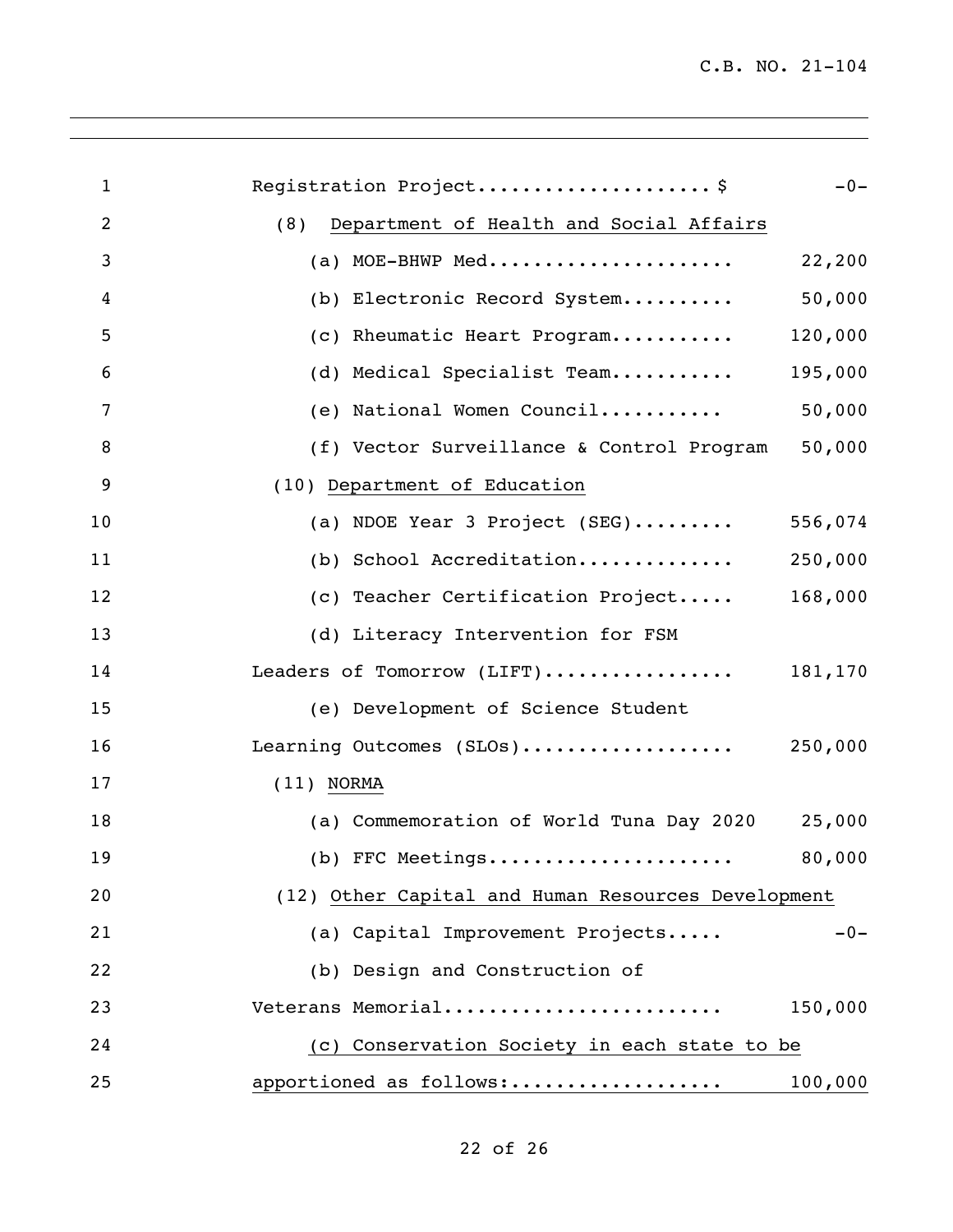Registration Project.................... $ -0-

(8) <u>Department of Health and Social Affairs</u>

| | |
|---|---|
| (a) MOE-BHWP Med..................... | 22,200 |
| (b) Electronic Record System.......... | 50,000 |
| (c) Rheumatic Heart Program........... | 120,000 |
| (d) Medical Specialist Team........... | 195,000 |
| (e) National Women Council........... | 50,000 |
| (f) Vector Surveillance & Control Program | 50,000 |

(10) <u>Department of Education</u>

| | |
|---|---|
| (a) NDOE Year 3 Project (SEG)......... | 556,074 |
| (b) School Accreditation.............. | 250,000 |
| (c) Teacher Certification Project..... | 168,000 |
| (d) Literacy Intervention for FSM Leaders of Tomorrow (LIFT)................. | 181,170 |
| (e) Development of Science Student Learning Outcomes (SLOs).................. | 250,000 |

(11) <u>NORMA</u>

| | |
|---|---|
| (a) Commemoration of World Tuna Day 2020 | 25,000 |
| (b) FFC Meetings...................... | 80,000 |

(12) <u>Other Capital and Human Resources Development</u>

| | |
|---|---|
| (a) Capital Improvement Projects..... | -0- |
| (b) Design and Construction of Veterans Memorial........................ | 150,000 |
| <u>(c) Conservation Society in each state to be apportioned as follows:</u>.................. | 100,000 |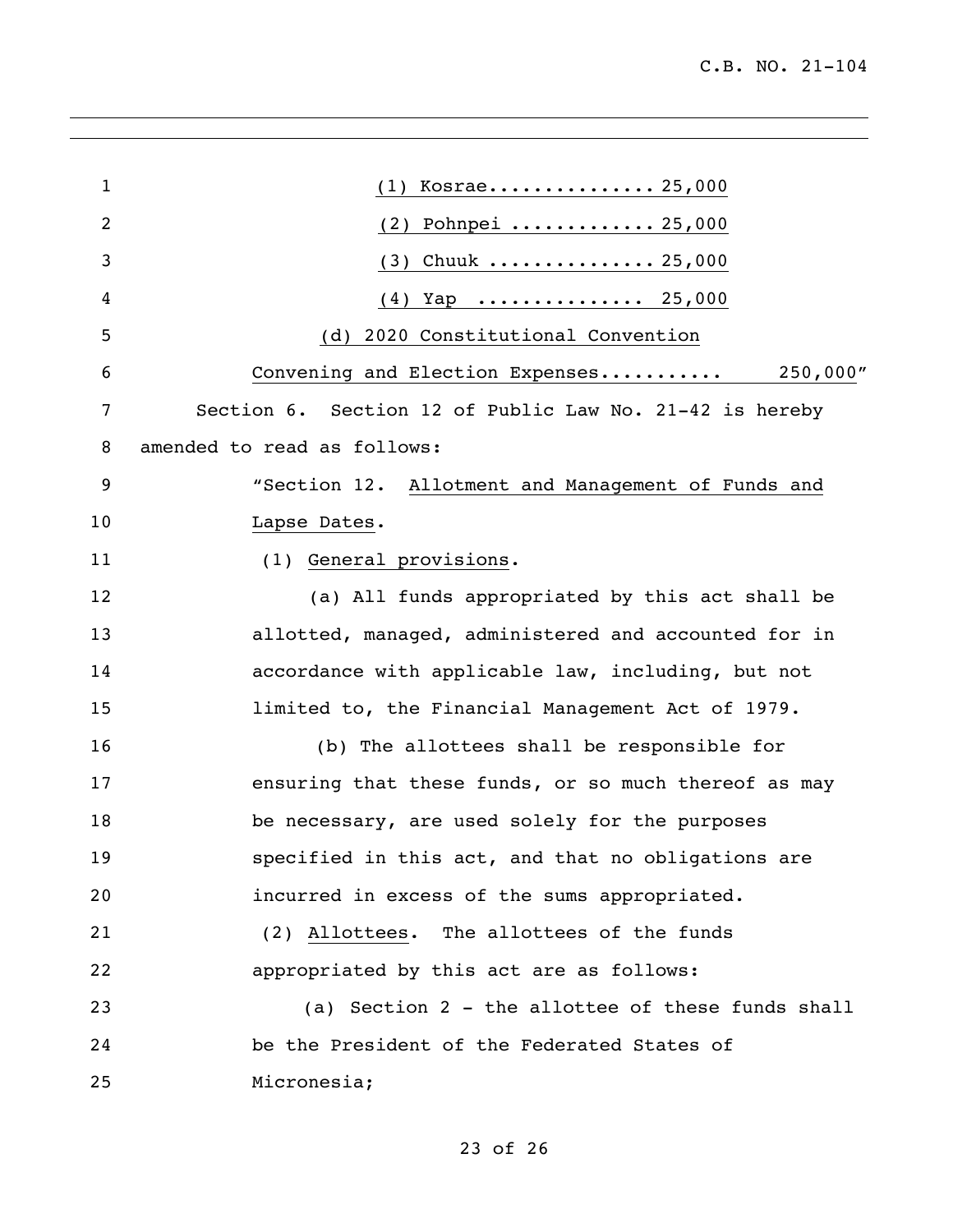(1) Kosrae............... 25,000

(2) Pohnpei ............. 25,000

(3) Chuuk ............... 25,000

(4) Yap ............... 25,000

(d) 2020 Constitutional Convention

Convening and Election Expenses........... 250,000"

Section 6. Section 12 of Public Law No. 21-42 is hereby amended to read as follows:

"Section 12. Allotment and Management of Funds and Lapse Dates.

(1) General provisions.

(a) All funds appropriated by this act shall be allotted, managed, administered and accounted for in accordance with applicable law, including, but not limited to, the Financial Management Act of 1979.

(b) The allottees shall be responsible for ensuring that these funds, or so much thereof as may be necessary, are used solely for the purposes specified in this act, and that no obligations are incurred in excess of the sums appropriated.

(2) Allottees. The allottees of the funds appropriated by this act are as follows:

(a) Section 2 - the allottee of these funds shall be the President of the Federated States of Micronesia;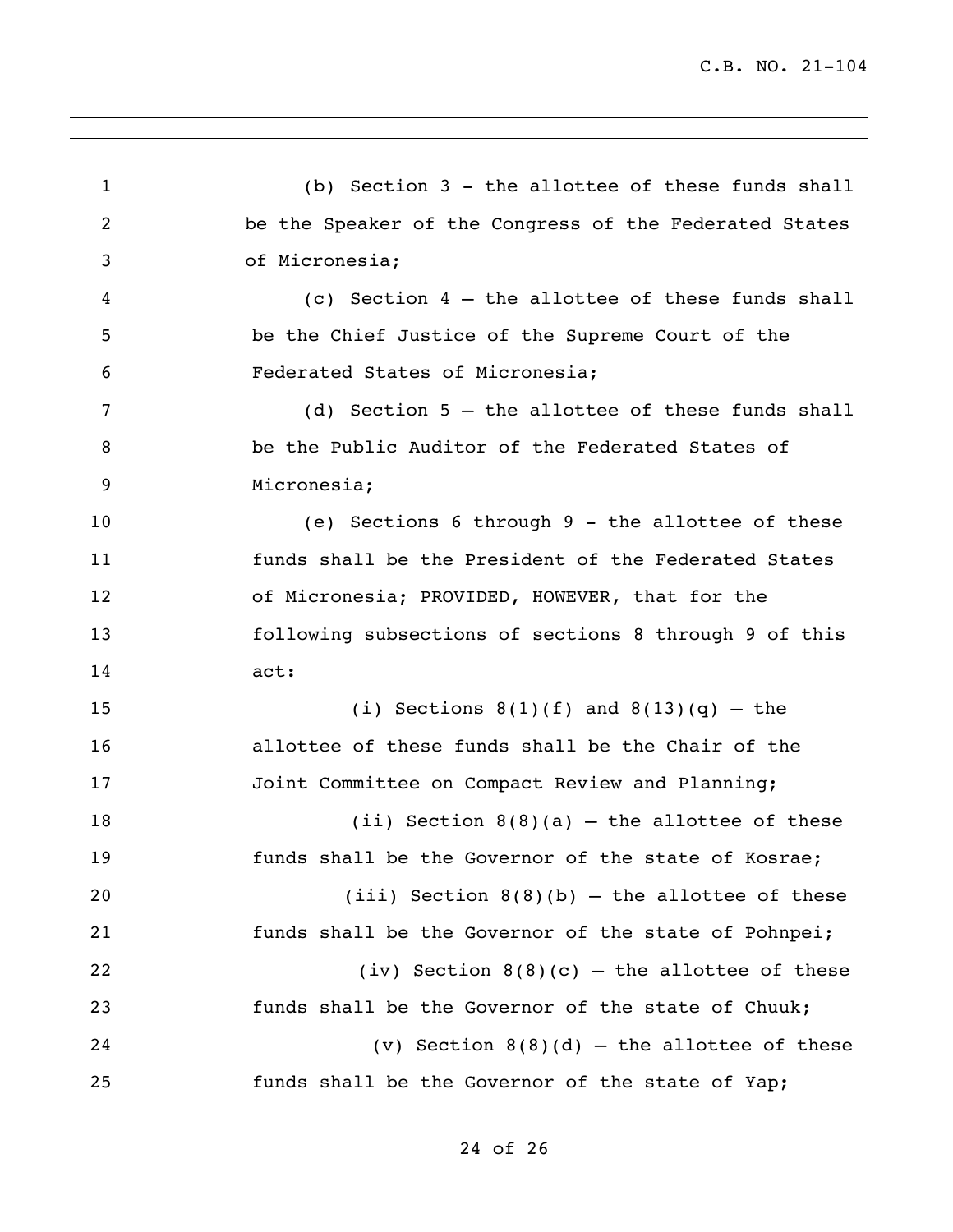(b) Section 3 - the allottee of these funds shall be the Speaker of the Congress of the Federated States of Micronesia;

(c) Section 4 – the allottee of these funds shall be the Chief Justice of the Supreme Court of the Federated States of Micronesia;

(d) Section 5 – the allottee of these funds shall be the Public Auditor of the Federated States of Micronesia;

(e) Sections 6 through 9 - the allottee of these funds shall be the President of the Federated States of Micronesia; PROVIDED, HOWEVER, that for the following subsections of sections 8 through 9 of this act:

(i) Sections 8(1)(f) and 8(13)(q) – the allottee of these funds shall be the Chair of the Joint Committee on Compact Review and Planning;

(ii) Section 8(8)(a) – the allottee of these funds shall be the Governor of the state of Kosrae;

(iii) Section 8(8)(b) – the allottee of these funds shall be the Governor of the state of Pohnpei;

(iv) Section 8(8)(c) – the allottee of these funds shall be the Governor of the state of Chuuk;

(v) Section 8(8)(d) – the allottee of these funds shall be the Governor of the state of Yap;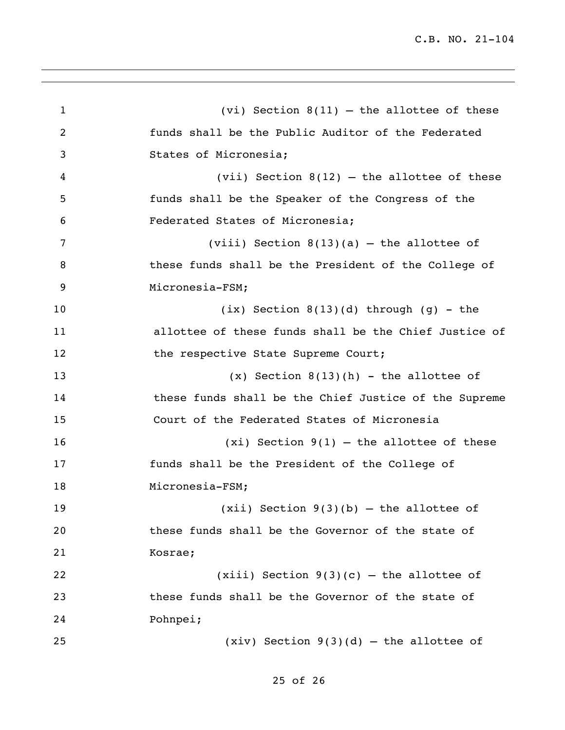(vi) Section 8(11) – the allottee of these funds shall be the Public Auditor of the Federated States of Micronesia;

(vii) Section 8(12) – the allottee of these funds shall be the Speaker of the Congress of the Federated States of Micronesia;

(viii) Section 8(13)(a) – the allottee of these funds shall be the President of the College of Micronesia-FSM;

(ix) Section 8(13)(d) through (g) - the allottee of these funds shall be the Chief Justice of the respective State Supreme Court;

(x) Section 8(13)(h) - the allottee of these funds shall be the Chief Justice of the Supreme Court of the Federated States of Micronesia

(xi) Section 9(1) – the allottee of these funds shall be the President of the College of Micronesia-FSM;

(xii) Section 9(3)(b) – the allottee of these funds shall be the Governor of the state of Kosrae;

(xiii) Section 9(3)(c) – the allottee of these funds shall be the Governor of the state of Pohnpei;

(xiv) Section 9(3)(d) – the allottee of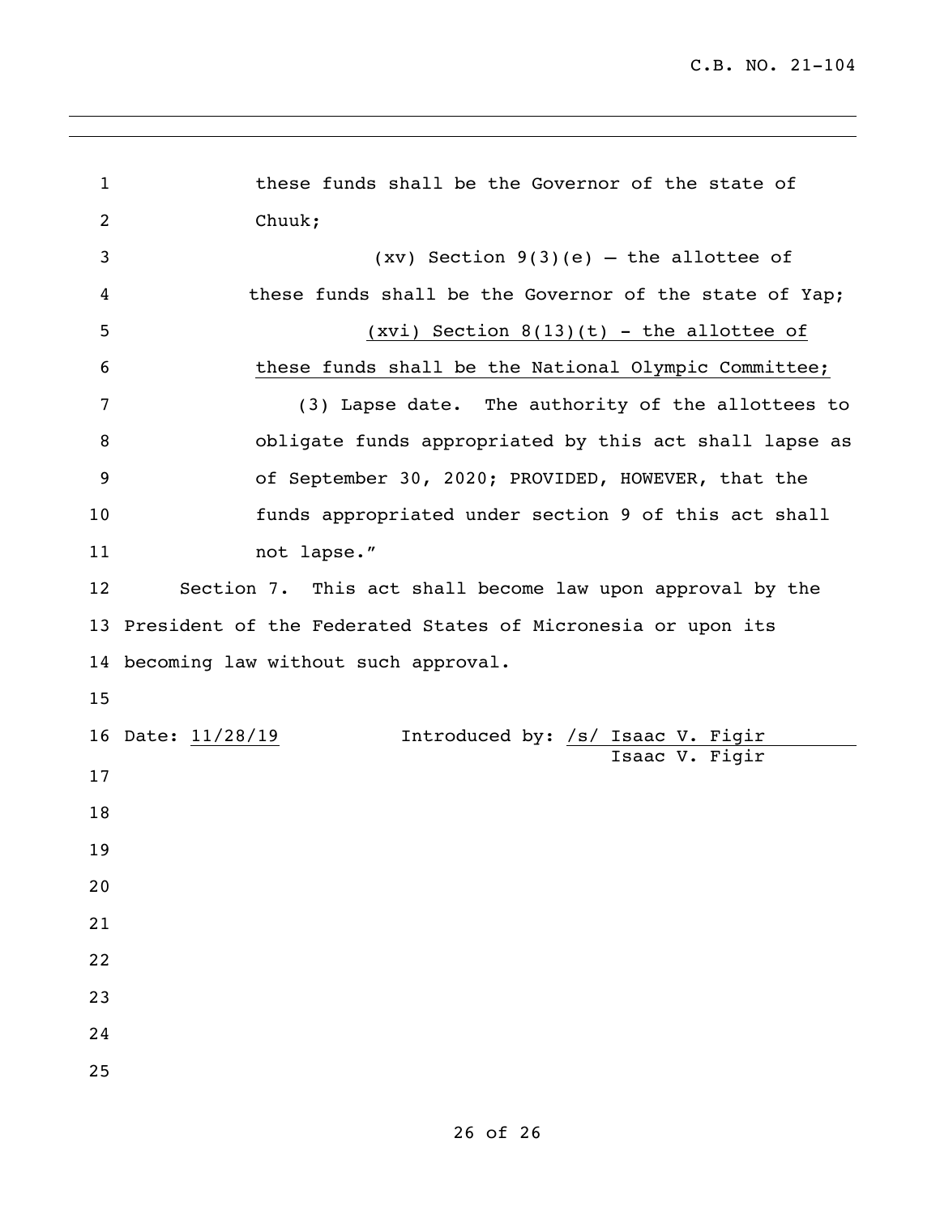these funds shall be the Governor of the state of Chuuk;

(xv) Section 9(3)(e) – the allottee of these funds shall be the Governor of the state of Yap;

<u>(xvi) Section 8(13)(t) - the allottee of these funds shall be the National Olympic Committee;</u>

(3) Lapse date. The authority of the allottees to obligate funds appropriated by this act shall lapse as of September 30, 2020; PROVIDED, HOWEVER, that the funds appropriated under section 9 of this act shall not lapse."

Section 7. This act shall become law upon approval by the President of the Federated States of Micronesia or upon its becoming law without such approval.

Date: 11/28/19

Introduced by: /s/ Isaac V. Figir
Isaac V. Figir